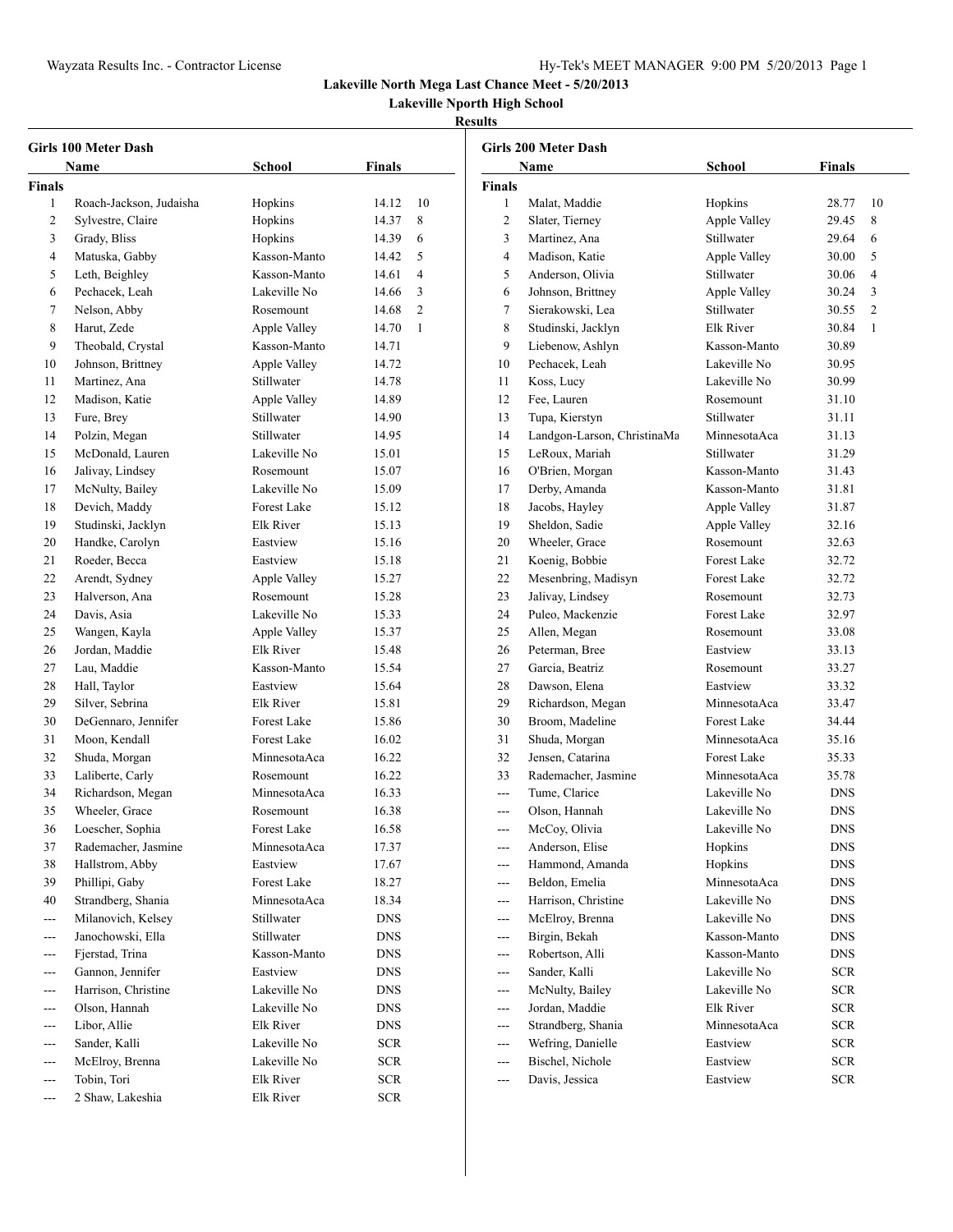Wayzata Results Inc. - Contractor License

Hy-Tek's MEET MANAGER 9:00 PM 5/20/2013 Page 1

# Lakeville North Mega Last Chance Meet - 5/20/2013

## Lakeville Nporth High School

### Results

#### Girls 100 Meter Dash

| | Name | School | Finals | |
|---|---|---|---|---|
| **Finals** | | | | |
| 1 | Roach-Jackson, Judaisha | Hopkins | 14.12 | 10 |
| 2 | Sylvestre, Claire | Hopkins | 14.37 | 8 |
| 3 | Grady, Bliss | Hopkins | 14.39 | 6 |
| 4 | Matuska, Gabby | Kasson-Manto | 14.42 | 5 |
| 5 | Leth, Beighley | Kasson-Manto | 14.61 | 4 |
| 6 | Pechacek, Leah | Lakeville No | 14.66 | 3 |
| 7 | Nelson, Abby | Rosemount | 14.68 | 2 |
| 8 | Harut, Zede | Apple Valley | 14.70 | 1 |
| 9 | Theobald, Crystal | Kasson-Manto | 14.71 | |
| 10 | Johnson, Brittney | Apple Valley | 14.72 | |
| 11 | Martinez, Ana | Stillwater | 14.78 | |
| 12 | Madison, Katie | Apple Valley | 14.89 | |
| 13 | Fure, Brey | Stillwater | 14.90 | |
| 14 | Polzin, Megan | Stillwater | 14.95 | |
| 15 | McDonald, Lauren | Lakeville No | 15.01 | |
| 16 | Jalivay, Lindsey | Rosemount | 15.07 | |
| 17 | McNulty, Bailey | Lakeville No | 15.09 | |
| 18 | Devich, Maddy | Forest Lake | 15.12 | |
| 19 | Studinski, Jacklyn | Elk River | 15.13 | |
| 20 | Handke, Carolyn | Eastview | 15.16 | |
| 21 | Roeder, Becca | Eastview | 15.18 | |
| 22 | Arendt, Sydney | Apple Valley | 15.27 | |
| 23 | Halverson, Ana | Rosemount | 15.28 | |
| 24 | Davis, Asia | Lakeville No | 15.33 | |
| 25 | Wangen, Kayla | Apple Valley | 15.37 | |
| 26 | Jordan, Maddie | Elk River | 15.48 | |
| 27 | Lau, Maddie | Kasson-Manto | 15.54 | |
| 28 | Hall, Taylor | Eastview | 15.64 | |
| 29 | Silver, Sebrina | Elk River | 15.81 | |
| 30 | DeGennaro, Jennifer | Forest Lake | 15.86 | |
| 31 | Moon, Kendall | Forest Lake | 16.02 | |
| 32 | Shuda, Morgan | MinnesotaAca | 16.22 | |
| 33 | Laliberte, Carly | Rosemount | 16.22 | |
| 34 | Richardson, Megan | MinnesotaAca | 16.33 | |
| 35 | Wheeler, Grace | Rosemount | 16.38 | |
| 36 | Loescher, Sophia | Forest Lake | 16.58 | |
| 37 | Rademacher, Jasmine | MinnesotaAca | 17.37 | |
| 38 | Hallstrom, Abby | Eastview | 17.67 | |
| 39 | Phillipi, Gaby | Forest Lake | 18.27 | |
| 40 | Strandberg, Shania | MinnesotaAca | 18.34 | |
| --- | Milanovich, Kelsey | Stillwater | DNS | |
| --- | Janochowski, Ella | Stillwater | DNS | |
| --- | Fjerstad, Trina | Kasson-Manto | DNS | |
| --- | Gannon, Jennifer | Eastview | DNS | |
| --- | Harrison, Christine | Lakeville No | DNS | |
| --- | Olson, Hannah | Lakeville No | DNS | |
| --- | Libor, Allie | Elk River | DNS | |
| --- | Sander, Kalli | Lakeville No | SCR | |
| --- | McElroy, Brenna | Lakeville No | SCR | |
| --- | Tobin, Tori | Elk River | SCR | |
| --- | 2 Shaw, Lakeshia | Elk River | SCR | |

#### Girls 200 Meter Dash

| | Name | School | Finals | |
|---|---|---|---|---|
| **Finals** | | | | |
| 1 | Malat, Maddie | Hopkins | 28.77 | 10 |
| 2 | Slater, Tierney | Apple Valley | 29.45 | 8 |
| 3 | Martinez, Ana | Stillwater | 29.64 | 6 |
| 4 | Madison, Katie | Apple Valley | 30.00 | 5 |
| 5 | Anderson, Olivia | Stillwater | 30.06 | 4 |
| 6 | Johnson, Brittney | Apple Valley | 30.24 | 3 |
| 7 | Sierakowski, Lea | Stillwater | 30.55 | 2 |
| 8 | Studinski, Jacklyn | Elk River | 30.84 | 1 |
| 9 | Liebenow, Ashlyn | Kasson-Manto | 30.89 | |
| 10 | Pechacek, Leah | Lakeville No | 30.95 | |
| 11 | Koss, Lucy | Lakeville No | 30.99 | |
| 12 | Fee, Lauren | Rosemount | 31.10 | |
| 13 | Tupa, Kierstyn | Stillwater | 31.11 | |
| 14 | Landgon-Larson, ChristinaMa | MinnesotaAca | 31.13 | |
| 15 | LeRoux, Mariah | Stillwater | 31.29 | |
| 16 | O'Brien, Morgan | Kasson-Manto | 31.43 | |
| 17 | Derby, Amanda | Kasson-Manto | 31.81 | |
| 18 | Jacobs, Hayley | Apple Valley | 31.87 | |
| 19 | Sheldon, Sadie | Apple Valley | 32.16 | |
| 20 | Wheeler, Grace | Rosemount | 32.63 | |
| 21 | Koenig, Bobbie | Forest Lake | 32.72 | |
| 22 | Mesenbring, Madisyn | Forest Lake | 32.72 | |
| 23 | Jalivay, Lindsey | Rosemount | 32.73 | |
| 24 | Puleo, Mackenzie | Forest Lake | 32.97 | |
| 25 | Allen, Megan | Rosemount | 33.08 | |
| 26 | Peterman, Bree | Eastview | 33.13 | |
| 27 | Garcia, Beatriz | Rosemount | 33.27 | |
| 28 | Dawson, Elena | Eastview | 33.32 | |
| 29 | Richardson, Megan | MinnesotaAca | 33.47 | |
| 30 | Broom, Madeline | Forest Lake | 34.44 | |
| 31 | Shuda, Morgan | MinnesotaAca | 35.16 | |
| 32 | Jensen, Catarina | Forest Lake | 35.33 | |
| 33 | Rademacher, Jasmine | MinnesotaAca | 35.78 | |
| --- | Tume, Clarice | Lakeville No | DNS | |
| --- | Olson, Hannah | Lakeville No | DNS | |
| --- | McCoy, Olivia | Lakeville No | DNS | |
| --- | Anderson, Elise | Hopkins | DNS | |
| --- | Hammond, Amanda | Hopkins | DNS | |
| --- | Beldon, Emelia | MinnesotaAca | DNS | |
| --- | Harrison, Christine | Lakeville No | DNS | |
| --- | McElroy, Brenna | Lakeville No | DNS | |
| --- | Birgin, Bekah | Kasson-Manto | DNS | |
| --- | Robertson, Alli | Kasson-Manto | DNS | |
| --- | Sander, Kalli | Lakeville No | SCR | |
| --- | McNulty, Bailey | Lakeville No | SCR | |
| --- | Jordan, Maddie | Elk River | SCR | |
| --- | Strandberg, Shania | MinnesotaAca | SCR | |
| --- | Wefring, Danielle | Eastview | SCR | |
| --- | Bischel, Nichole | Eastview | SCR | |
| --- | Davis, Jessica | Eastview | SCR | |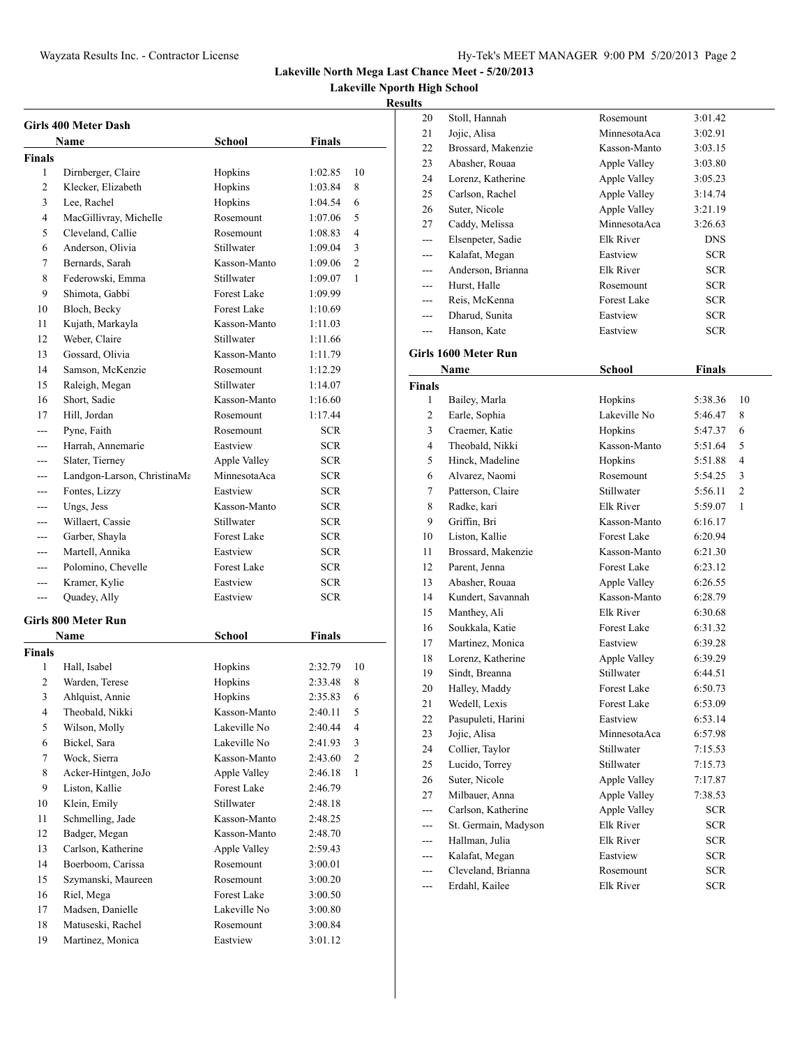# Lakeville North Mega Last Chance Meet - 5/20/2013

## Lakeville Nporth High School

### Results

### Girls 400 Meter Dash

| | Name | School | Finals | |
|---|---|---|---|---|
| **Finals** | | | | |
| 1 | Dirnberger, Claire | Hopkins | 1:02.85 | 10 |
| 2 | Klecker, Elizabeth | Hopkins | 1:03.84 | 8 |
| 3 | Lee, Rachel | Hopkins | 1:04.54 | 6 |
| 4 | MacGillivray, Michelle | Rosemount | 1:07.06 | 5 |
| 5 | Cleveland, Callie | Rosemount | 1:08.83 | 4 |
| 6 | Anderson, Olivia | Stillwater | 1:09.04 | 3 |
| 7 | Bernards, Sarah | Kasson-Manto | 1:09.06 | 2 |
| 8 | Federowski, Emma | Stillwater | 1:09.07 | 1 |
| 9 | Shimota, Gabbi | Forest Lake | 1:09.99 | |
| 10 | Bloch, Becky | Forest Lake | 1:10.69 | |
| 11 | Kujath, Markayla | Kasson-Manto | 1:11.03 | |
| 12 | Weber, Claire | Stillwater | 1:11.66 | |
| 13 | Gossard, Olivia | Kasson-Manto | 1:11.79 | |
| 14 | Samson, McKenzie | Rosemount | 1:12.29 | |
| 15 | Raleigh, Megan | Stillwater | 1:14.07 | |
| 16 | Short, Sadie | Kasson-Manto | 1:16.60 | |
| 17 | Hill, Jordan | Rosemount | 1:17.44 | |
| --- | Pyne, Faith | Rosemount | SCR | |
| --- | Harrah, Annemarie | Eastview | SCR | |
| --- | Slater, Tierney | Apple Valley | SCR | |
| --- | Landgon-Larson, ChristinaMa | MinnesotaAca | SCR | |
| --- | Fontes, Lizzy | Eastview | SCR | |
| --- | Ungs, Jess | Kasson-Manto | SCR | |
| --- | Willaert, Cassie | Stillwater | SCR | |
| --- | Garber, Shayla | Forest Lake | SCR | |
| --- | Martell, Annika | Eastview | SCR | |
| --- | Polomino, Chevelle | Forest Lake | SCR | |
| --- | Kramer, Kylie | Eastview | SCR | |
| --- | Quadey, Ally | Eastview | SCR | |

### Girls 800 Meter Run

| | Name | School | Finals | |
|---|---|---|---|---|
| **Finals** | | | | |
| 1 | Hall, Isabel | Hopkins | 2:32.79 | 10 |
| 2 | Warden, Terese | Hopkins | 2:33.48 | 8 |
| 3 | Ahlquist, Annie | Hopkins | 2:35.83 | 6 |
| 4 | Theobald, Nikki | Kasson-Manto | 2:40.11 | 5 |
| 5 | Wilson, Molly | Lakeville No | 2:40.44 | 4 |
| 6 | Bickel, Sara | Lakeville No | 2:41.93 | 3 |
| 7 | Wock, Sierra | Kasson-Manto | 2:43.60 | 2 |
| 8 | Acker-Hintgen, JoJo | Apple Valley | 2:46.18 | 1 |
| 9 | Liston, Kallie | Forest Lake | 2:46.79 | |
| 10 | Klein, Emily | Stillwater | 2:48.18 | |
| 11 | Schmelling, Jade | Kasson-Manto | 2:48.25 | |
| 12 | Badger, Megan | Kasson-Manto | 2:48.70 | |
| 13 | Carlson, Katherine | Apple Valley | 2:59.43 | |
| 14 | Boerboom, Carissa | Rosemount | 3:00.01 | |
| 15 | Szymanski, Maureen | Rosemount | 3:00.20 | |
| 16 | Riel, Mega | Forest Lake | 3:00.50 | |
| 17 | Madsen, Danielle | Lakeville No | 3:00.80 | |
| 18 | Matuseski, Rachel | Rosemount | 3:00.84 | |
| 19 | Martinez, Monica | Eastview | 3:01.12 | |
| 20 | Stoll, Hannah | Rosemount | 3:01.42 | |
| 21 | Jojic, Alisa | MinnesotaAca | 3:02.91 | |
| 22 | Brossard, Makenzie | Kasson-Manto | 3:03.15 | |
| 23 | Abasher, Rouaa | Apple Valley | 3:03.80 | |
| 24 | Lorenz, Katherine | Apple Valley | 3:05.23 | |
| 25 | Carlson, Rachel | Apple Valley | 3:14.74 | |
| 26 | Suter, Nicole | Apple Valley | 3:21.19 | |
| 27 | Caddy, Melissa | MinnesotaAca | 3:26.63 | |
| --- | Elsenpeter, Sadie | Elk River | DNS | |
| --- | Kalafat, Megan | Eastview | SCR | |
| --- | Anderson, Brianna | Elk River | SCR | |
| --- | Hurst, Halle | Rosemount | SCR | |
| --- | Reis, McKenna | Forest Lake | SCR | |
| --- | Dharud, Sunita | Eastview | SCR | |
| --- | Hanson, Kate | Eastview | SCR | |

### Girls 1600 Meter Run

| | Name | School | Finals | |
|---|---|---|---|---|
| **Finals** | | | | |
| 1 | Bailey, Marla | Hopkins | 5:38.36 | 10 |
| 2 | Earle, Sophia | Lakeville No | 5:46.47 | 8 |
| 3 | Craemer, Katie | Hopkins | 5:47.37 | 6 |
| 4 | Theobald, Nikki | Kasson-Manto | 5:51.64 | 5 |
| 5 | Hinck, Madeline | Hopkins | 5:51.88 | 4 |
| 6 | Alvarez, Naomi | Rosemount | 5:54.25 | 3 |
| 7 | Patterson, Claire | Stillwater | 5:56.11 | 2 |
| 8 | Radke, kari | Elk River | 5:59.07 | 1 |
| 9 | Griffin, Bri | Kasson-Manto | 6:16.17 | |
| 10 | Liston, Kallie | Forest Lake | 6:20.94 | |
| 11 | Brossard, Makenzie | Kasson-Manto | 6:21.30 | |
| 12 | Parent, Jenna | Forest Lake | 6:23.12 | |
| 13 | Abasher, Rouaa | Apple Valley | 6:26.55 | |
| 14 | Kundert, Savannah | Kasson-Manto | 6:28.79 | |
| 15 | Manthey, Ali | Elk River | 6:30.68 | |
| 16 | Soukkala, Katie | Forest Lake | 6:31.32 | |
| 17 | Martinez, Monica | Eastview | 6:39.28 | |
| 18 | Lorenz, Katherine | Apple Valley | 6:39.29 | |
| 19 | Sindt, Breanna | Stillwater | 6:44.51 | |
| 20 | Halley, Maddy | Forest Lake | 6:50.73 | |
| 21 | Wedell, Lexis | Forest Lake | 6:53.09 | |
| 22 | Pasupuleti, Harini | Eastview | 6:53.14 | |
| 23 | Jojic, Alisa | MinnesotaAca | 6:57.98 | |
| 24 | Collier, Taylor | Stillwater | 7:15.53 | |
| 25 | Lucido, Torrey | Stillwater | 7:15.73 | |
| 26 | Suter, Nicole | Apple Valley | 7:17.87 | |
| 27 | Milbauer, Anna | Apple Valley | 7:38.53 | |
| --- | Carlson, Katherine | Apple Valley | SCR | |
| --- | St. Germain, Madyson | Elk River | SCR | |
| --- | Hallman, Julia | Elk River | SCR | |
| --- | Kalafat, Megan | Eastview | SCR | |
| --- | Cleveland, Brianna | Rosemount | SCR | |
| --- | Erdahl, Kailee | Elk River | SCR | |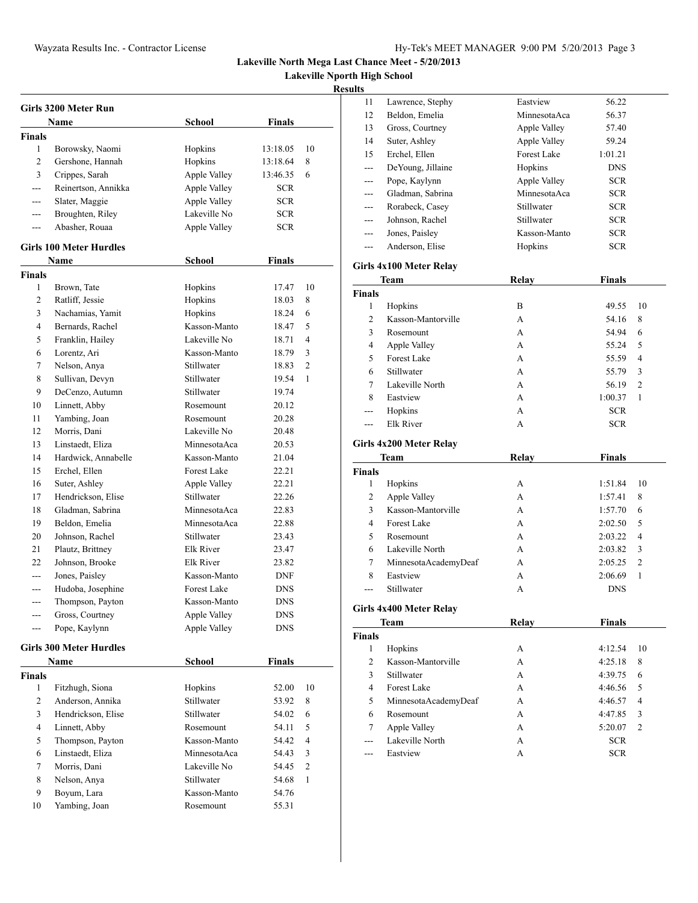# Lakeville North Mega Last Chance Meet - 5/20/2013

## Lakeville Nporth High School

### Results

#### Girls 3200 Meter Run

| | Name | School | Finals | |
|---|---|---|---|---|
| **Finals** | | | | |
| 1 | Borowsky, Naomi | Hopkins | 13:18.05 | 10 |
| 2 | Gershone, Hannah | Hopkins | 13:18.64 | 8 |
| 3 | Crippes, Sarah | Apple Valley | 13:46.35 | 6 |
| --- | Reinertson, Annikka | Apple Valley | SCR | |
| --- | Slater, Maggie | Apple Valley | SCR | |
| --- | Broughten, Riley | Lakeville No | SCR | |
| --- | Abasher, Rouaa | Apple Valley | SCR | |

#### Girls 100 Meter Hurdles

| | Name | School | Finals | |
|---|---|---|---|---|
| **Finals** | | | | |
| 1 | Brown, Tate | Hopkins | 17.47 | 10 |
| 2 | Ratliff, Jessie | Hopkins | 18.03 | 8 |
| 3 | Nachamias, Yamit | Hopkins | 18.24 | 6 |
| 4 | Bernards, Rachel | Kasson-Manto | 18.47 | 5 |
| 5 | Franklin, Hailey | Lakeville No | 18.71 | 4 |
| 6 | Lorentz, Ari | Kasson-Manto | 18.79 | 3 |
| 7 | Nelson, Anya | Stillwater | 18.83 | 2 |
| 8 | Sullivan, Devyn | Stillwater | 19.54 | 1 |
| 9 | DeCenzo, Autumn | Stillwater | 19.74 | |
| 10 | Linnett, Abby | Rosemount | 20.12 | |
| 11 | Yambing, Joan | Rosemount | 20.28 | |
| 12 | Morris, Dani | Lakeville No | 20.48 | |
| 13 | Linstaedt, Eliza | MinnesotaAca | 20.53 | |
| 14 | Hardwick, Annabelle | Kasson-Manto | 21.04 | |
| 15 | Erchel, Ellen | Forest Lake | 22.21 | |
| 16 | Suter, Ashley | Apple Valley | 22.21 | |
| 17 | Hendrickson, Elise | Stillwater | 22.26 | |
| 18 | Gladman, Sabrina | MinnesotaAca | 22.83 | |
| 19 | Beldon, Emelia | MinnesotaAca | 22.88 | |
| 20 | Johnson, Rachel | Stillwater | 23.43 | |
| 21 | Plautz, Brittney | Elk River | 23.47 | |
| 22 | Johnson, Brooke | Elk River | 23.82 | |
| --- | Jones, Paisley | Kasson-Manto | DNF | |
| --- | Hudoba, Josephine | Forest Lake | DNS | |
| --- | Thompson, Payton | Kasson-Manto | DNS | |
| --- | Gross, Courtney | Apple Valley | DNS | |
| --- | Pope, Kaylynn | Apple Valley | DNS | |

#### Girls 300 Meter Hurdles

| | Name | School | Finals | |
|---|---|---|---|---|
| **Finals** | | | | |
| 1 | Fitzhugh, Siona | Hopkins | 52.00 | 10 |
| 2 | Anderson, Annika | Stillwater | 53.92 | 8 |
| 3 | Hendrickson, Elise | Stillwater | 54.02 | 6 |
| 4 | Linnett, Abby | Rosemount | 54.11 | 5 |
| 5 | Thompson, Payton | Kasson-Manto | 54.42 | 4 |
| 6 | Linstaedt, Eliza | MinnesotaAca | 54.43 | 3 |
| 7 | Morris, Dani | Lakeville No | 54.45 | 2 |
| 8 | Nelson, Anya | Stillwater | 54.68 | 1 |
| 9 | Boyum, Lara | Kasson-Manto | 54.76 | |
| 10 | Yambing, Joan | Rosemount | 55.31 | |
| 11 | Lawrence, Stephy | Eastview | 56.22 | |
| 12 | Beldon, Emelia | MinnesotaAca | 56.37 | |
| 13 | Gross, Courtney | Apple Valley | 57.40 | |
| 14 | Suter, Ashley | Apple Valley | 59.24 | |
| 15 | Erchel, Ellen | Forest Lake | 1:01.21 | |
| --- | DeYoung, Jillaine | Hopkins | DNS | |
| --- | Pope, Kaylynn | Apple Valley | SCR | |
| --- | Gladman, Sabrina | MinnesotaAca | SCR | |
| --- | Rorabeck, Casey | Stillwater | SCR | |
| --- | Johnson, Rachel | Stillwater | SCR | |
| --- | Jones, Paisley | Kasson-Manto | SCR | |
| --- | Anderson, Elise | Hopkins | SCR | |

#### Girls 4x100 Meter Relay

| | Team | Relay | Finals | |
|---|---|---|---|---|
| **Finals** | | | | |
| 1 | Hopkins | B | 49.55 | 10 |
| 2 | Kasson-Mantorville | A | 54.16 | 8 |
| 3 | Rosemount | A | 54.94 | 6 |
| 4 | Apple Valley | A | 55.24 | 5 |
| 5 | Forest Lake | A | 55.59 | 4 |
| 6 | Stillwater | A | 55.79 | 3 |
| 7 | Lakeville North | A | 56.19 | 2 |
| 8 | Eastview | A | 1:00.37 | 1 |
| --- | Hopkins | A | SCR | |
| --- | Elk River | A | SCR | |

#### Girls 4x200 Meter Relay

| | Team | Relay | Finals | |
|---|---|---|---|---|
| **Finals** | | | | |
| 1 | Hopkins | A | 1:51.84 | 10 |
| 2 | Apple Valley | A | 1:57.41 | 8 |
| 3 | Kasson-Mantorville | A | 1:57.70 | 6 |
| 4 | Forest Lake | A | 2:02.50 | 5 |
| 5 | Rosemount | A | 2:03.22 | 4 |
| 6 | Lakeville North | A | 2:03.82 | 3 |
| 7 | MinnesotaAcademyDeaf | A | 2:05.25 | 2 |
| 8 | Eastview | A | 2:06.69 | 1 |
| --- | Stillwater | A | DNS | |

#### Girls 4x400 Meter Relay

| | Team | Relay | Finals | |
|---|---|---|---|---|
| **Finals** | | | | |
| 1 | Hopkins | A | 4:12.54 | 10 |
| 2 | Kasson-Mantorville | A | 4:25.18 | 8 |
| 3 | Stillwater | A | 4:39.75 | 6 |
| 4 | Forest Lake | A | 4:46.56 | 5 |
| 5 | MinnesotaAcademyDeaf | A | 4:46.57 | 4 |
| 6 | Rosemount | A | 4:47.85 | 3 |
| 7 | Apple Valley | A | 5:20.07 | 2 |
| --- | Lakeville North | A | SCR | |
| --- | Eastview | A | SCR | |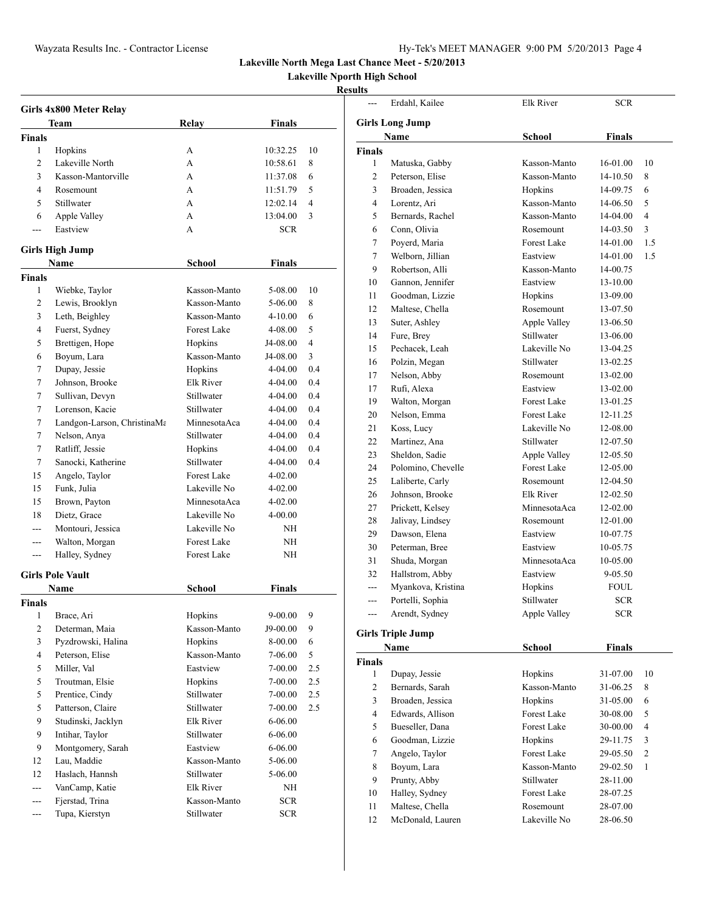**Lakeville North Mega Last Chance Meet - 5/20/2013**

**Lakeville Nporth High School**

**Results**

### Girls 4x800 Meter Relay

| | Team | Relay | Finals | |
|---|---|---|---|---|
| **Finals** | | | | |
| 1 | Hopkins | A | 10:32.25 | 10 |
| 2 | Lakeville North | A | 10:58.61 | 8 |
| 3 | Kasson-Mantorville | A | 11:37.08 | 6 |
| 4 | Rosemount | A | 11:51.79 | 5 |
| 5 | Stillwater | A | 12:02.14 | 4 |
| 6 | Apple Valley | A | 13:04.00 | 3 |
| --- | Eastview | A | SCR | |

### Girls High Jump

| | Name | School | Finals | |
|---|---|---|---|---|
| **Finals** | | | | |
| 1 | Wiebke, Taylor | Kasson-Manto | 5-08.00 | 10 |
| 2 | Lewis, Brooklyn | Kasson-Manto | 5-06.00 | 8 |
| 3 | Leth, Beighley | Kasson-Manto | 4-10.00 | 6 |
| 4 | Fuerst, Sydney | Forest Lake | 4-08.00 | 5 |
| 5 | Brettigen, Hope | Hopkins | J4-08.00 | 4 |
| 6 | Boyum, Lara | Kasson-Manto | J4-08.00 | 3 |
| 7 | Dupay, Jessie | Hopkins | 4-04.00 | 0.4 |
| 7 | Johnson, Brooke | Elk River | 4-04.00 | 0.4 |
| 7 | Sullivan, Devyn | Stillwater | 4-04.00 | 0.4 |
| 7 | Lorenson, Kacie | Stillwater | 4-04.00 | 0.4 |
| 7 | Landgon-Larson, ChristinaMa | MinnesotaAca | 4-04.00 | 0.4 |
| 7 | Nelson, Anya | Stillwater | 4-04.00 | 0.4 |
| 7 | Ratliff, Jessie | Hopkins | 4-04.00 | 0.4 |
| 7 | Sanocki, Katherine | Stillwater | 4-04.00 | 0.4 |
| 15 | Angelo, Taylor | Forest Lake | 4-02.00 | |
| 15 | Funk, Julia | Lakeville No | 4-02.00 | |
| 15 | Brown, Payton | MinnesotaAca | 4-02.00 | |
| 18 | Dietz, Grace | Lakeville No | 4-00.00 | |
| --- | Montouri, Jessica | Lakeville No | NH | |
| --- | Walton, Morgan | Forest Lake | NH | |
| --- | Halley, Sydney | Forest Lake | NH | |

### Girls Pole Vault

| | Name | School | Finals | |
|---|---|---|---|---|
| **Finals** | | | | |
| 1 | Brace, Ari | Hopkins | 9-00.00 | 9 |
| 2 | Determan, Maia | Kasson-Manto | J9-00.00 | 9 |
| 3 | Pyzdrowski, Halina | Hopkins | 8-00.00 | 6 |
| 4 | Peterson, Elise | Kasson-Manto | 7-06.00 | 5 |
| 5 | Miller, Val | Eastview | 7-00.00 | 2.5 |
| 5 | Troutman, Elsie | Hopkins | 7-00.00 | 2.5 |
| 5 | Prentice, Cindy | Stillwater | 7-00.00 | 2.5 |
| 5 | Patterson, Claire | Stillwater | 7-00.00 | 2.5 |
| 9 | Studinski, Jacklyn | Elk River | 6-06.00 | |
| 9 | Intihar, Taylor | Stillwater | 6-06.00 | |
| 9 | Montgomery, Sarah | Eastview | 6-06.00 | |
| 12 | Lau, Maddie | Kasson-Manto | 5-06.00 | |
| 12 | Haslach, Hannsh | Stillwater | 5-06.00 | |
| --- | VanCamp, Katie | Elk River | NH | |
| --- | Fjerstad, Trina | Kasson-Manto | SCR | |
| --- | Tupa, Kierstyn | Stillwater | SCR | |
| --- | Erdahl, Kailee | Elk River | SCR | |

### Girls Long Jump

| | Name | School | Finals | |
|---|---|---|---|---|
| **Finals** | | | | |
| 1 | Matuska, Gabby | Kasson-Manto | 16-01.00 | 10 |
| 2 | Peterson, Elise | Kasson-Manto | 14-10.50 | 8 |
| 3 | Broaden, Jessica | Hopkins | 14-09.75 | 6 |
| 4 | Lorentz, Ari | Kasson-Manto | 14-06.50 | 5 |
| 5 | Bernards, Rachel | Kasson-Manto | 14-04.00 | 4 |
| 6 | Conn, Olivia | Rosemount | 14-03.50 | 3 |
| 7 | Poyerd, Maria | Forest Lake | 14-01.00 | 1.5 |
| 7 | Welborn, Jillian | Eastview | 14-01.00 | 1.5 |
| 9 | Robertson, Alli | Kasson-Manto | 14-00.75 | |
| 10 | Gannon, Jennifer | Eastview | 13-10.00 | |
| 11 | Goodman, Lizzie | Hopkins | 13-09.00 | |
| 12 | Maltese, Chella | Rosemount | 13-07.50 | |
| 13 | Suter, Ashley | Apple Valley | 13-06.50 | |
| 14 | Fure, Brey | Stillwater | 13-06.00 | |
| 15 | Pechacek, Leah | Lakeville No | 13-04.25 | |
| 16 | Polzin, Megan | Stillwater | 13-02.25 | |
| 17 | Nelson, Abby | Rosemount | 13-02.00 | |
| 17 | Rufi, Alexa | Eastview | 13-02.00 | |
| 19 | Walton, Morgan | Forest Lake | 13-01.25 | |
| 20 | Nelson, Emma | Forest Lake | 12-11.25 | |
| 21 | Koss, Lucy | Lakeville No | 12-08.00 | |
| 22 | Martinez, Ana | Stillwater | 12-07.50 | |
| 23 | Sheldon, Sadie | Apple Valley | 12-05.50 | |
| 24 | Polomino, Chevelle | Forest Lake | 12-05.00 | |
| 25 | Laliberte, Carly | Rosemount | 12-04.50 | |
| 26 | Johnson, Brooke | Elk River | 12-02.50 | |
| 27 | Prickett, Kelsey | MinnesotaAca | 12-02.00 | |
| 28 | Jalivay, Lindsey | Rosemount | 12-01.00 | |
| 29 | Dawson, Elena | Eastview | 10-07.75 | |
| 30 | Peterman, Bree | Eastview | 10-05.75 | |
| 31 | Shuda, Morgan | MinnesotaAca | 10-05.00 | |
| 32 | Hallstrom, Abby | Eastview | 9-05.50 | |
| --- | Myankova, Kristina | Hopkins | FOUL | |
| --- | Portelli, Sophia | Stillwater | SCR | |
| --- | Arendt, Sydney | Apple Valley | SCR | |

### Girls Triple Jump

| | Name | School | Finals | |
|---|---|---|---|---|
| **Finals** | | | | |
| 1 | Dupay, Jessie | Hopkins | 31-07.00 | 10 |
| 2 | Bernards, Sarah | Kasson-Manto | 31-06.25 | 8 |
| 3 | Broaden, Jessica | Hopkins | 31-05.00 | 6 |
| 4 | Edwards, Allison | Forest Lake | 30-08.00 | 5 |
| 5 | Bueseller, Dana | Forest Lake | 30-00.00 | 4 |
| 6 | Goodman, Lizzie | Hopkins | 29-11.75 | 3 |
| 7 | Angelo, Taylor | Forest Lake | 29-05.50 | 2 |
| 8 | Boyum, Lara | Kasson-Manto | 29-02.50 | 1 |
| 9 | Prunty, Abby | Stillwater | 28-11.00 | |
| 10 | Halley, Sydney | Forest Lake | 28-07.25 | |
| 11 | Maltese, Chella | Rosemount | 28-07.00 | |
| 12 | McDonald, Lauren | Lakeville No | 28-06.50 | |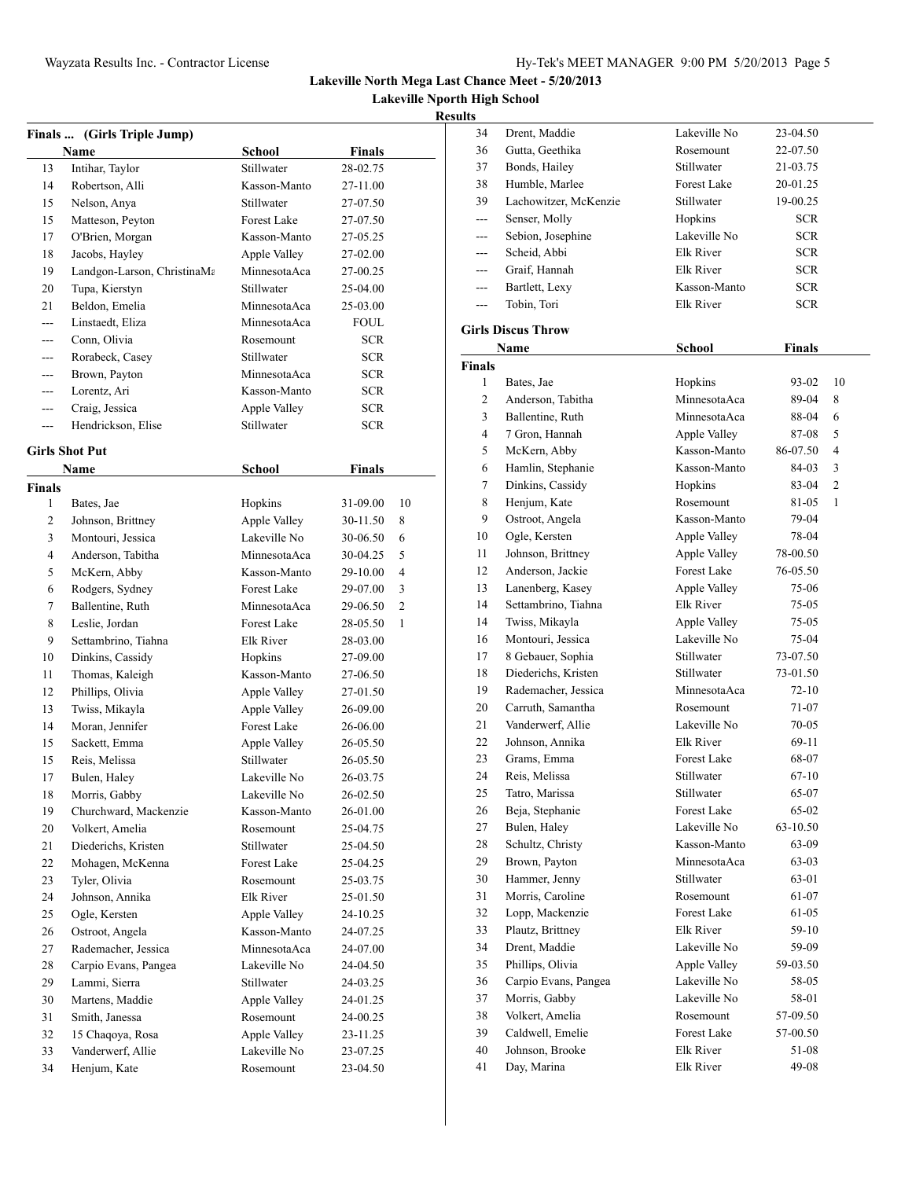**Lakeville North Mega Last Chance Meet - 5/20/2013**

**Lakeville Nporth High School**

**Results**

### Finals ... (Girls Triple Jump)

| | Name | School | Finals | |
|---|---|---|---|---|
| 13 | Intihar, Taylor | Stillwater | 28-02.75 | |
| 14 | Robertson, Alli | Kasson-Manto | 27-11.00 | |
| 15 | Nelson, Anya | Stillwater | 27-07.50 | |
| 15 | Matteson, Peyton | Forest Lake | 27-07.50 | |
| 17 | O'Brien, Morgan | Kasson-Manto | 27-05.25 | |
| 18 | Jacobs, Hayley | Apple Valley | 27-02.00 | |
| 19 | Landgon-Larson, ChristinaMa | MinnesotaAca | 27-00.25 | |
| 20 | Tupa, Kierstyn | Stillwater | 25-04.00 | |
| 21 | Beldon, Emelia | MinnesotaAca | 25-03.00 | |
| --- | Linstaedt, Eliza | MinnesotaAca | FOUL | |
| --- | Conn, Olivia | Rosemount | SCR | |
| --- | Rorabeck, Casey | Stillwater | SCR | |
| --- | Brown, Payton | MinnesotaAca | SCR | |
| --- | Lorentz, Ari | Kasson-Manto | SCR | |
| --- | Craig, Jessica | Apple Valley | SCR | |
| --- | Hendrickson, Elise | Stillwater | SCR | |

### Girls Shot Put

| | Name | School | Finals | |
|---|---|---|---|---|
| **Finals** | | | | |
| 1 | Bates, Jae | Hopkins | 31-09.00 | 10 |
| 2 | Johnson, Brittney | Apple Valley | 30-11.50 | 8 |
| 3 | Montouri, Jessica | Lakeville No | 30-06.50 | 6 |
| 4 | Anderson, Tabitha | MinnesotaAca | 30-04.25 | 5 |
| 5 | McKern, Abby | Kasson-Manto | 29-10.00 | 4 |
| 6 | Rodgers, Sydney | Forest Lake | 29-07.00 | 3 |
| 7 | Ballentine, Ruth | MinnesotaAca | 29-06.50 | 2 |
| 8 | Leslie, Jordan | Forest Lake | 28-05.50 | 1 |
| 9 | Settambrino, Tiahna | Elk River | 28-03.00 | |
| 10 | Dinkins, Cassidy | Hopkins | 27-09.00 | |
| 11 | Thomas, Kaleigh | Kasson-Manto | 27-06.50 | |
| 12 | Phillips, Olivia | Apple Valley | 27-01.50 | |
| 13 | Twiss, Mikayla | Apple Valley | 26-09.00 | |
| 14 | Moran, Jennifer | Forest Lake | 26-06.00 | |
| 15 | Sackett, Emma | Apple Valley | 26-05.50 | |
| 15 | Reis, Melissa | Stillwater | 26-05.50 | |
| 17 | Bulen, Haley | Lakeville No | 26-03.75 | |
| 18 | Morris, Gabby | Lakeville No | 26-02.50 | |
| 19 | Churchward, Mackenzie | Kasson-Manto | 26-01.00 | |
| 20 | Volkert, Amelia | Rosemount | 25-04.75 | |
| 21 | Diederichs, Kristen | Stillwater | 25-04.50 | |
| 22 | Mohagen, McKenna | Forest Lake | 25-04.25 | |
| 23 | Tyler, Olivia | Rosemount | 25-03.75 | |
| 24 | Johnson, Annika | Elk River | 25-01.50 | |
| 25 | Ogle, Kersten | Apple Valley | 24-10.25 | |
| 26 | Ostroot, Angela | Kasson-Manto | 24-07.25 | |
| 27 | Rademacher, Jessica | MinnesotaAca | 24-07.00 | |
| 28 | Carpio Evans, Pangea | Lakeville No | 24-04.50 | |
| 29 | Lammi, Sierra | Stillwater | 24-03.25 | |
| 30 | Martens, Maddie | Apple Valley | 24-01.25 | |
| 31 | Smith, Janessa | Rosemount | 24-00.25 | |
| 32 | 15 Chaqoya, Rosa | Apple Valley | 23-11.25 | |
| 33 | Vanderwerf, Allie | Lakeville No | 23-07.25 | |
| 34 | Henjum, Kate | Rosemount | 23-04.50 | |
| 34 | Drent, Maddie | Lakeville No | 23-04.50 | |
| 36 | Gutta, Geethika | Rosemount | 22-07.50 | |
| 37 | Bonds, Hailey | Stillwater | 21-03.75 | |
| 38 | Humble, Marlee | Forest Lake | 20-01.25 | |
| 39 | Lachowitzer, McKenzie | Stillwater | 19-00.25 | |
| --- | Senser, Molly | Hopkins | SCR | |
| --- | Sebion, Josephine | Lakeville No | SCR | |
| --- | Scheid, Abbi | Elk River | SCR | |
| --- | Graif, Hannah | Elk River | SCR | |
| --- | Bartlett, Lexy | Kasson-Manto | SCR | |
| --- | Tobin, Tori | Elk River | SCR | |

### Girls Discus Throw

| | Name | School | Finals | |
|---|---|---|---|---|
| **Finals** | | | | |
| 1 | Bates, Jae | Hopkins | 93-02 | 10 |
| 2 | Anderson, Tabitha | MinnesotaAca | 89-04 | 8 |
| 3 | Ballentine, Ruth | MinnesotaAca | 88-04 | 6 |
| 4 | 7 Gron, Hannah | Apple Valley | 87-08 | 5 |
| 5 | McKern, Abby | Kasson-Manto | 86-07.50 | 4 |
| 6 | Hamlin, Stephanie | Kasson-Manto | 84-03 | 3 |
| 7 | Dinkins, Cassidy | Hopkins | 83-04 | 2 |
| 8 | Henjum, Kate | Rosemount | 81-05 | 1 |
| 9 | Ostroot, Angela | Kasson-Manto | 79-04 | |
| 10 | Ogle, Kersten | Apple Valley | 78-04 | |
| 11 | Johnson, Brittney | Apple Valley | 78-00.50 | |
| 12 | Anderson, Jackie | Forest Lake | 76-05.50 | |
| 13 | Lanenberg, Kasey | Apple Valley | 75-06 | |
| 14 | Settambrino, Tiahna | Elk River | 75-05 | |
| 14 | Twiss, Mikayla | Apple Valley | 75-05 | |
| 16 | Montouri, Jessica | Lakeville No | 75-04 | |
| 17 | 8 Gebauer, Sophia | Stillwater | 73-07.50 | |
| 18 | Diederichs, Kristen | Stillwater | 73-01.50 | |
| 19 | Rademacher, Jessica | MinnesotaAca | 72-10 | |
| 20 | Carruth, Samantha | Rosemount | 71-07 | |
| 21 | Vanderwerf, Allie | Lakeville No | 70-05 | |
| 22 | Johnson, Annika | Elk River | 69-11 | |
| 23 | Grams, Emma | Forest Lake | 68-07 | |
| 24 | Reis, Melissa | Stillwater | 67-10 | |
| 25 | Tatro, Marissa | Stillwater | 65-07 | |
| 26 | Beja, Stephanie | Forest Lake | 65-02 | |
| 27 | Bulen, Haley | Lakeville No | 63-10.50 | |
| 28 | Schultz, Christy | Kasson-Manto | 63-09 | |
| 29 | Brown, Payton | MinnesotaAca | 63-03 | |
| 30 | Hammer, Jenny | Stillwater | 63-01 | |
| 31 | Morris, Caroline | Rosemount | 61-07 | |
| 32 | Lopp, Mackenzie | Forest Lake | 61-05 | |
| 33 | Plautz, Brittney | Elk River | 59-10 | |
| 34 | Drent, Maddie | Lakeville No | 59-09 | |
| 35 | Phillips, Olivia | Apple Valley | 59-03.50 | |
| 36 | Carpio Evans, Pangea | Lakeville No | 58-05 | |
| 37 | Morris, Gabby | Lakeville No | 58-01 | |
| 38 | Volkert, Amelia | Rosemount | 57-09.50 | |
| 39 | Caldwell, Emelie | Forest Lake | 57-00.50 | |
| 40 | Johnson, Brooke | Elk River | 51-08 | |
| 41 | Day, Marina | Elk River | 49-08 | |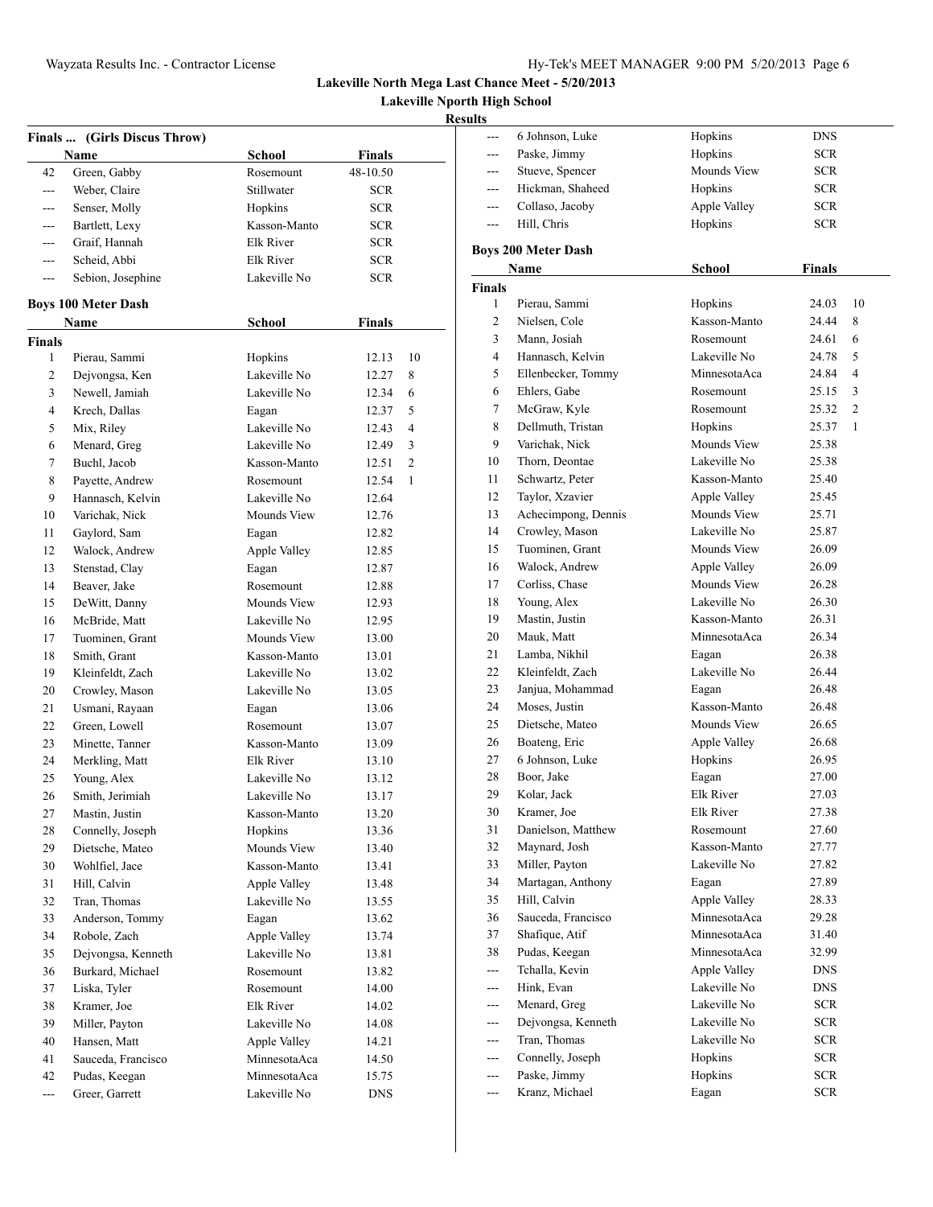# Lakeville North Mega Last Chance Meet - 5/20/2013

## Lakeville Nporth High School

### Results

**Finals ... (Girls Discus Throw)**

| | Name | School | Finals |
|---|---|---|---|
| 42 | Green, Gabby | Rosemount | 48-10.50 |
| --- | Weber, Claire | Stillwater | SCR |
| --- | Senser, Molly | Hopkins | SCR |
| --- | Bartlett, Lexy | Kasson-Manto | SCR |
| --- | Graif, Hannah | Elk River | SCR |
| --- | Scheid, Abbi | Elk River | SCR |
| --- | Sebion, Josephine | Lakeville No | SCR |

**Boys 100 Meter Dash**

| | Name | School | Finals | |
|---|---|---|---|---|
| **Finals** | | | | |
| 1 | Pierau, Sammi | Hopkins | 12.13 | 10 |
| 2 | Dejvongsa, Ken | Lakeville No | 12.27 | 8 |
| 3 | Newell, Jamiah | Lakeville No | 12.34 | 6 |
| 4 | Krech, Dallas | Eagan | 12.37 | 5 |
| 5 | Mix, Riley | Lakeville No | 12.43 | 4 |
| 6 | Menard, Greg | Lakeville No | 12.49 | 3 |
| 7 | Buchl, Jacob | Kasson-Manto | 12.51 | 2 |
| 8 | Payette, Andrew | Rosemount | 12.54 | 1 |
| 9 | Hannasch, Kelvin | Lakeville No | 12.64 | |
| 10 | Varichak, Nick | Mounds View | 12.76 | |
| 11 | Gaylord, Sam | Eagan | 12.82 | |
| 12 | Walock, Andrew | Apple Valley | 12.85 | |
| 13 | Stenstad, Clay | Eagan | 12.87 | |
| 14 | Beaver, Jake | Rosemount | 12.88 | |
| 15 | DeWitt, Danny | Mounds View | 12.93 | |
| 16 | McBride, Matt | Lakeville No | 12.95 | |
| 17 | Tuominen, Grant | Mounds View | 13.00 | |
| 18 | Smith, Grant | Kasson-Manto | 13.01 | |
| 19 | Kleinfeldt, Zach | Lakeville No | 13.02 | |
| 20 | Crowley, Mason | Lakeville No | 13.05 | |
| 21 | Usmani, Rayaan | Eagan | 13.06 | |
| 22 | Green, Lowell | Rosemount | 13.07 | |
| 23 | Minette, Tanner | Kasson-Manto | 13.09 | |
| 24 | Merkling, Matt | Elk River | 13.10 | |
| 25 | Young, Alex | Lakeville No | 13.12 | |
| 26 | Smith, Jerimiah | Lakeville No | 13.17 | |
| 27 | Mastin, Justin | Kasson-Manto | 13.20 | |
| 28 | Connelly, Joseph | Hopkins | 13.36 | |
| 29 | Dietsche, Mateo | Mounds View | 13.40 | |
| 30 | Wohlfiel, Jace | Kasson-Manto | 13.41 | |
| 31 | Hill, Calvin | Apple Valley | 13.48 | |
| 32 | Tran, Thomas | Lakeville No | 13.55 | |
| 33 | Anderson, Tommy | Eagan | 13.62 | |
| 34 | Robole, Zach | Apple Valley | 13.74 | |
| 35 | Dejvongsa, Kenneth | Lakeville No | 13.81 | |
| 36 | Burkard, Michael | Rosemount | 13.82 | |
| 37 | Liska, Tyler | Rosemount | 14.00 | |
| 38 | Kramer, Joe | Elk River | 14.02 | |
| 39 | Miller, Payton | Lakeville No | 14.08 | |
| 40 | Hansen, Matt | Apple Valley | 14.21 | |
| 41 | Sauceda, Francisco | MinnesotaAca | 14.50 | |
| 42 | Pudas, Keegan | MinnesotaAca | 15.75 | |
| --- | Greer, Garrett | Lakeville No | DNS | |
| --- | 6 Johnson, Luke | Hopkins | DNS | |
| --- | Paske, Jimmy | Hopkins | SCR | |
| --- | Stueve, Spencer | Mounds View | SCR | |
| --- | Hickman, Shaheed | Hopkins | SCR | |
| --- | Collaso, Jacoby | Apple Valley | SCR | |
| --- | Hill, Chris | Hopkins | SCR | |

**Boys 200 Meter Dash**

| | Name | School | Finals | |
|---|---|---|---|---|
| **Finals** | | | | |
| 1 | Pierau, Sammi | Hopkins | 24.03 | 10 |
| 2 | Nielsen, Cole | Kasson-Manto | 24.44 | 8 |
| 3 | Mann, Josiah | Rosemount | 24.61 | 6 |
| 4 | Hannasch, Kelvin | Lakeville No | 24.78 | 5 |
| 5 | Ellenbecker, Tommy | MinnesotaAca | 24.84 | 4 |
| 6 | Ehlers, Gabe | Rosemount | 25.15 | 3 |
| 7 | McGraw, Kyle | Rosemount | 25.32 | 2 |
| 8 | Dellmuth, Tristan | Hopkins | 25.37 | 1 |
| 9 | Varichak, Nick | Mounds View | 25.38 | |
| 10 | Thorn, Deontae | Lakeville No | 25.38 | |
| 11 | Schwartz, Peter | Kasson-Manto | 25.40 | |
| 12 | Taylor, Xzavier | Apple Valley | 25.45 | |
| 13 | Achecimpong, Dennis | Mounds View | 25.71 | |
| 14 | Crowley, Mason | Lakeville No | 25.87 | |
| 15 | Tuominen, Grant | Mounds View | 26.09 | |
| 16 | Walock, Andrew | Apple Valley | 26.09 | |
| 17 | Corliss, Chase | Mounds View | 26.28 | |
| 18 | Young, Alex | Lakeville No | 26.30 | |
| 19 | Mastin, Justin | Kasson-Manto | 26.31 | |
| 20 | Mauk, Matt | MinnesotaAca | 26.34 | |
| 21 | Lamba, Nikhil | Eagan | 26.38 | |
| 22 | Kleinfeldt, Zach | Lakeville No | 26.44 | |
| 23 | Janjua, Mohammad | Eagan | 26.48 | |
| 24 | Moses, Justin | Kasson-Manto | 26.48 | |
| 25 | Dietsche, Mateo | Mounds View | 26.65 | |
| 26 | Boateng, Eric | Apple Valley | 26.68 | |
| 27 | 6 Johnson, Luke | Hopkins | 26.95 | |
| 28 | Boor, Jake | Eagan | 27.00 | |
| 29 | Kolar, Jack | Elk River | 27.03 | |
| 30 | Kramer, Joe | Elk River | 27.38 | |
| 31 | Danielson, Matthew | Rosemount | 27.60 | |
| 32 | Maynard, Josh | Kasson-Manto | 27.77 | |
| 33 | Miller, Payton | Lakeville No | 27.82 | |
| 34 | Martagan, Anthony | Eagan | 27.89 | |
| 35 | Hill, Calvin | Apple Valley | 28.33 | |
| 36 | Sauceda, Francisco | MinnesotaAca | 29.28 | |
| 37 | Shafique, Atif | MinnesotaAca | 31.40 | |
| 38 | Pudas, Keegan | MinnesotaAca | 32.99 | |
| --- | Tchalla, Kevin | Apple Valley | DNS | |
| --- | Hink, Evan | Lakeville No | DNS | |
| --- | Menard, Greg | Lakeville No | SCR | |
| --- | Dejvongsa, Kenneth | Lakeville No | SCR | |
| --- | Tran, Thomas | Lakeville No | SCR | |
| --- | Connelly, Joseph | Hopkins | SCR | |
| --- | Paske, Jimmy | Hopkins | SCR | |
| --- | Kranz, Michael | Eagan | SCR | |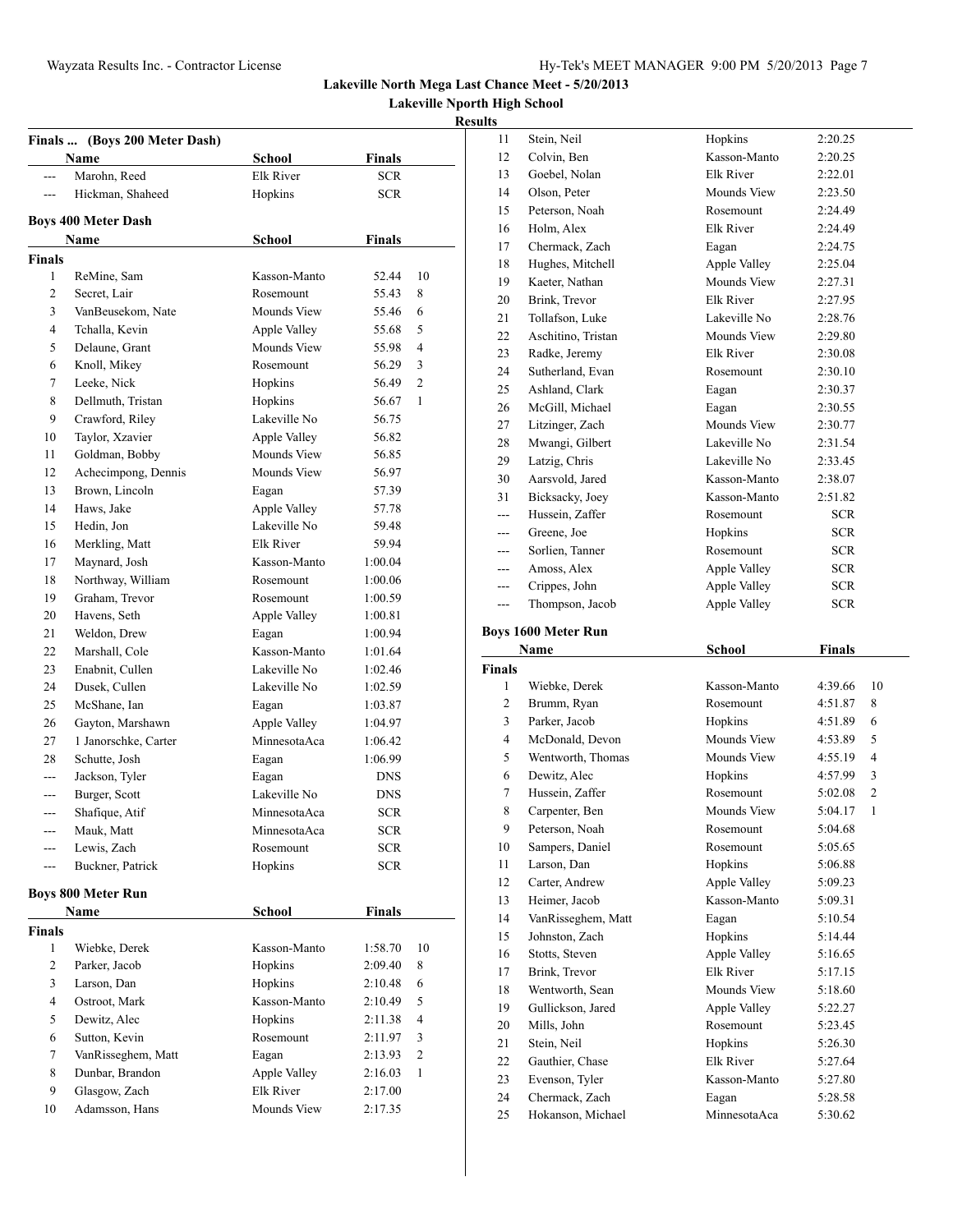# Lakeville North Mega Last Chance Meet - 5/20/2013

## Lakeville Nporth High School

### Results

**Finals ... (Boys 200 Meter Dash)**

| | Name | School | Finals | |
|---|---|---|---|---|
| --- | Marohn, Reed | Elk River | SCR | |
| --- | Hickman, Shaheed | Hopkins | SCR | |

### Boys 400 Meter Dash

| | Name | School | Finals | |
|---|---|---|---|---|
| **Finals** | | | | |
| 1 | ReMine, Sam | Kasson-Manto | 52.44 | 10 |
| 2 | Secret, Lair | Rosemount | 55.43 | 8 |
| 3 | VanBeusekom, Nate | Mounds View | 55.46 | 6 |
| 4 | Tchalla, Kevin | Apple Valley | 55.68 | 5 |
| 5 | Delaune, Grant | Mounds View | 55.98 | 4 |
| 6 | Knoll, Mikey | Rosemount | 56.29 | 3 |
| 7 | Leeke, Nick | Hopkins | 56.49 | 2 |
| 8 | Dellmuth, Tristan | Hopkins | 56.67 | 1 |
| 9 | Crawford, Riley | Lakeville No | 56.75 | |
| 10 | Taylor, Xzavier | Apple Valley | 56.82 | |
| 11 | Goldman, Bobby | Mounds View | 56.85 | |
| 12 | Achecimpong, Dennis | Mounds View | 56.97 | |
| 13 | Brown, Lincoln | Eagan | 57.39 | |
| 14 | Haws, Jake | Apple Valley | 57.78 | |
| 15 | Hedin, Jon | Lakeville No | 59.48 | |
| 16 | Merkling, Matt | Elk River | 59.94 | |
| 17 | Maynard, Josh | Kasson-Manto | 1:00.04 | |
| 18 | Northway, William | Rosemount | 1:00.06 | |
| 19 | Graham, Trevor | Rosemount | 1:00.59 | |
| 20 | Havens, Seth | Apple Valley | 1:00.81 | |
| 21 | Weldon, Drew | Eagan | 1:00.94 | |
| 22 | Marshall, Cole | Kasson-Manto | 1:01.64 | |
| 23 | Enabnit, Cullen | Lakeville No | 1:02.46 | |
| 24 | Dusek, Cullen | Lakeville No | 1:02.59 | |
| 25 | McShane, Ian | Eagan | 1:03.87 | |
| 26 | Gayton, Marshawn | Apple Valley | 1:04.97 | |
| 27 | 1 Janorschke, Carter | MinnesotaAca | 1:06.42 | |
| 28 | Schutte, Josh | Eagan | 1:06.99 | |
| --- | Jackson, Tyler | Eagan | DNS | |
| --- | Burger, Scott | Lakeville No | DNS | |
| --- | Shafique, Atif | MinnesotaAca | SCR | |
| --- | Mauk, Matt | MinnesotaAca | SCR | |
| --- | Lewis, Zach | Rosemount | SCR | |
| --- | Buckner, Patrick | Hopkins | SCR | |

### Boys 800 Meter Run

| | Name | School | Finals | |
|---|---|---|---|---|
| **Finals** | | | | |
| 1 | Wiebke, Derek | Kasson-Manto | 1:58.70 | 10 |
| 2 | Parker, Jacob | Hopkins | 2:09.40 | 8 |
| 3 | Larson, Dan | Hopkins | 2:10.48 | 6 |
| 4 | Ostroot, Mark | Kasson-Manto | 2:10.49 | 5 |
| 5 | Dewitz, Alec | Hopkins | 2:11.38 | 4 |
| 6 | Sutton, Kevin | Rosemount | 2:11.97 | 3 |
| 7 | VanRisseghem, Matt | Eagan | 2:13.93 | 2 |
| 8 | Dunbar, Brandon | Apple Valley | 2:16.03 | 1 |
| 9 | Glasgow, Zach | Elk River | 2:17.00 | |
| 10 | Adamsson, Hans | Mounds View | 2:17.35 | |
| 11 | Stein, Neil | Hopkins | 2:20.25 | |
| 12 | Colvin, Ben | Kasson-Manto | 2:20.25 | |
| 13 | Goebel, Nolan | Elk River | 2:22.01 | |
| 14 | Olson, Peter | Mounds View | 2:23.50 | |
| 15 | Peterson, Noah | Rosemount | 2:24.49 | |
| 16 | Holm, Alex | Elk River | 2:24.49 | |
| 17 | Chermack, Zach | Eagan | 2:24.75 | |
| 18 | Hughes, Mitchell | Apple Valley | 2:25.04 | |
| 19 | Kaeter, Nathan | Mounds View | 2:27.31 | |
| 20 | Brink, Trevor | Elk River | 2:27.95 | |
| 21 | Tollafson, Luke | Lakeville No | 2:28.76 | |
| 22 | Aschitino, Tristan | Mounds View | 2:29.80 | |
| 23 | Radke, Jeremy | Elk River | 2:30.08 | |
| 24 | Sutherland, Evan | Rosemount | 2:30.10 | |
| 25 | Ashland, Clark | Eagan | 2:30.37 | |
| 26 | McGill, Michael | Eagan | 2:30.55 | |
| 27 | Litzinger, Zach | Mounds View | 2:30.77 | |
| 28 | Mwangi, Gilbert | Lakeville No | 2:31.54 | |
| 29 | Latzig, Chris | Lakeville No | 2:33.45 | |
| 30 | Aarsvold, Jared | Kasson-Manto | 2:38.07 | |
| 31 | Bicksacky, Joey | Kasson-Manto | 2:51.82 | |
| --- | Hussein, Zaffer | Rosemount | SCR | |
| --- | Greene, Joe | Hopkins | SCR | |
| --- | Sorlien, Tanner | Rosemount | SCR | |
| --- | Amoss, Alex | Apple Valley | SCR | |
| --- | Crippes, John | Apple Valley | SCR | |
| --- | Thompson, Jacob | Apple Valley | SCR | |

### Boys 1600 Meter Run

| | Name | School | Finals | |
|---|---|---|---|---|
| **Finals** | | | | |
| 1 | Wiebke, Derek | Kasson-Manto | 4:39.66 | 10 |
| 2 | Brumm, Ryan | Rosemount | 4:51.87 | 8 |
| 3 | Parker, Jacob | Hopkins | 4:51.89 | 6 |
| 4 | McDonald, Devon | Mounds View | 4:53.89 | 5 |
| 5 | Wentworth, Thomas | Mounds View | 4:55.19 | 4 |
| 6 | Dewitz, Alec | Hopkins | 4:57.99 | 3 |
| 7 | Hussein, Zaffer | Rosemount | 5:02.08 | 2 |
| 8 | Carpenter, Ben | Mounds View | 5:04.17 | 1 |
| 9 | Peterson, Noah | Rosemount | 5:04.68 | |
| 10 | Sampers, Daniel | Rosemount | 5:05.65 | |
| 11 | Larson, Dan | Hopkins | 5:06.88 | |
| 12 | Carter, Andrew | Apple Valley | 5:09.23 | |
| 13 | Heimer, Jacob | Kasson-Manto | 5:09.31 | |
| 14 | VanRisseghem, Matt | Eagan | 5:10.54 | |
| 15 | Johnston, Zach | Hopkins | 5:14.44 | |
| 16 | Stotts, Steven | Apple Valley | 5:16.65 | |
| 17 | Brink, Trevor | Elk River | 5:17.15 | |
| 18 | Wentworth, Sean | Mounds View | 5:18.60 | |
| 19 | Gullickson, Jared | Apple Valley | 5:22.27 | |
| 20 | Mills, John | Rosemount | 5:23.45 | |
| 21 | Stein, Neil | Hopkins | 5:26.30 | |
| 22 | Gauthier, Chase | Elk River | 5:27.64 | |
| 23 | Evenson, Tyler | Kasson-Manto | 5:27.80 | |
| 24 | Chermack, Zach | Eagan | 5:28.58 | |
| 25 | Hokanson, Michael | MinnesotaAca | 5:30.62 | |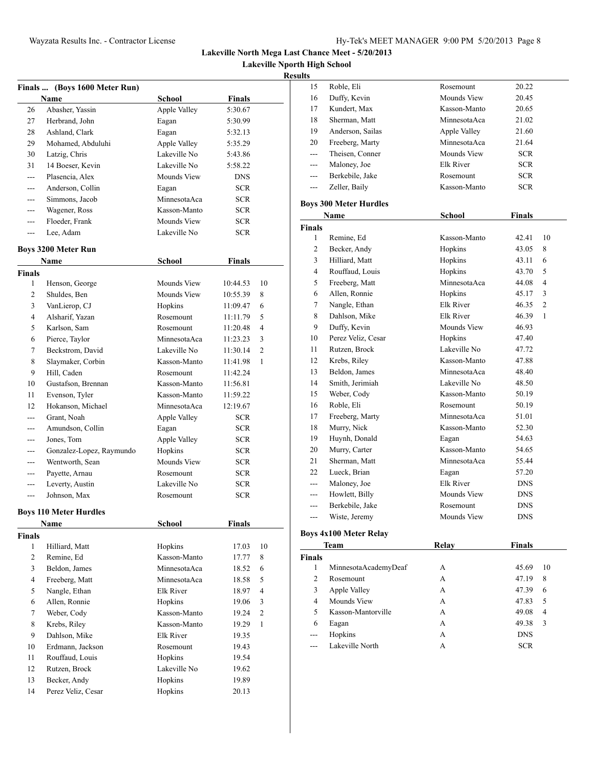**Lakeville North Mega Last Chance Meet - 5/20/2013**

**Lakeville Nporth High School**

**Results**

### Finals ... (Boys 1600 Meter Run)

| | Name | School | Finals |
|---|---|---|---|
| 26 | Abasher, Yassin | Apple Valley | 5:30.67 |
| 27 | Herbrand, John | Eagan | 5:30.99 |
| 28 | Ashland, Clark | Eagan | 5:32.13 |
| 29 | Mohamed, Abduluhi | Apple Valley | 5:35.29 |
| 30 | Latzig, Chris | Lakeville No | 5:43.86 |
| 31 | 14 Boeser, Kevin | Lakeville No | 5:58.22 |
| --- | Plasencia, Alex | Mounds View | DNS |
| --- | Anderson, Collin | Eagan | SCR |
| --- | Simmons, Jacob | MinnesotaAca | SCR |
| --- | Wagener, Ross | Kasson-Manto | SCR |
| --- | Floeder, Frank | Mounds View | SCR |
| --- | Lee, Adam | Lakeville No | SCR |

### Boys 3200 Meter Run

| | Name | School | Finals | |
|---|---|---|---|---|
| **Finals** | | | | |
| 1 | Henson, George | Mounds View | 10:44.53 | 10 |
| 2 | Shuldes, Ben | Mounds View | 10:55.39 | 8 |
| 3 | VanLierop, CJ | Hopkins | 11:09.47 | 6 |
| 4 | Alsharif, Yazan | Rosemount | 11:11.79 | 5 |
| 5 | Karlson, Sam | Rosemount | 11:20.48 | 4 |
| 6 | Pierce, Taylor | MinnesotaAca | 11:23.23 | 3 |
| 7 | Beckstrom, David | Lakeville No | 11:30.14 | 2 |
| 8 | Slaymaker, Corbin | Kasson-Manto | 11:41.98 | 1 |
| 9 | Hill, Caden | Rosemount | 11:42.24 | |
| 10 | Gustafson, Brennan | Kasson-Manto | 11:56.81 | |
| 11 | Evenson, Tyler | Kasson-Manto | 11:59.22 | |
| 12 | Hokanson, Michael | MinnesotaAca | 12:19.67 | |
| --- | Grant, Noah | Apple Valley | SCR | |
| --- | Amundson, Collin | Eagan | SCR | |
| --- | Jones, Tom | Apple Valley | SCR | |
| --- | Gonzalez-Lopez, Raymundo | Hopkins | SCR | |
| --- | Wentworth, Sean | Mounds View | SCR | |
| --- | Payette, Arnau | Rosemount | SCR | |
| --- | Leverty, Austin | Lakeville No | SCR | |
| --- | Johnson, Max | Rosemount | SCR | |

### Boys 110 Meter Hurdles

| | Name | School | Finals | |
|---|---|---|---|---|
| **Finals** | | | | |
| 1 | Hilliard, Matt | Hopkins | 17.03 | 10 |
| 2 | Remine, Ed | Kasson-Manto | 17.77 | 8 |
| 3 | Beldon, James | MinnesotaAca | 18.52 | 6 |
| 4 | Freeberg, Matt | MinnesotaAca | 18.58 | 5 |
| 5 | Nangle, Ethan | Elk River | 18.97 | 4 |
| 6 | Allen, Ronnie | Hopkins | 19.06 | 3 |
| 7 | Weber, Cody | Kasson-Manto | 19.24 | 2 |
| 8 | Krebs, Riley | Kasson-Manto | 19.29 | 1 |
| 9 | Dahlson, Mike | Elk River | 19.35 | |
| 10 | Erdmann, Jackson | Rosemount | 19.43 | |
| 11 | Rouffaud, Louis | Hopkins | 19.54 | |
| 12 | Rutzen, Brock | Lakeville No | 19.62 | |
| 13 | Becker, Andy | Hopkins | 19.89 | |
| 14 | Perez Veliz, Cesar | Hopkins | 20.13 | |
| 15 | Roble, Eli | Rosemount | 20.22 | |
| 16 | Duffy, Kevin | Mounds View | 20.45 | |
| 17 | Kundert, Max | Kasson-Manto | 20.65 | |
| 18 | Sherman, Matt | MinnesotaAca | 21.02 | |
| 19 | Anderson, Sailas | Apple Valley | 21.60 | |
| 20 | Freeberg, Marty | MinnesotaAca | 21.64 | |
| --- | Theisen, Conner | Mounds View | SCR | |
| --- | Maloney, Joe | Elk River | SCR | |
| --- | Berkebile, Jake | Rosemount | SCR | |
| --- | Zeller, Baily | Kasson-Manto | SCR | |

### Boys 300 Meter Hurdles

| | Name | School | Finals | |
|---|---|---|---|---|
| **Finals** | | | | |
| 1 | Remine, Ed | Kasson-Manto | 42.41 | 10 |
| 2 | Becker, Andy | Hopkins | 43.05 | 8 |
| 3 | Hilliard, Matt | Hopkins | 43.11 | 6 |
| 4 | Rouffaud, Louis | Hopkins | 43.70 | 5 |
| 5 | Freeberg, Matt | MinnesotaAca | 44.08 | 4 |
| 6 | Allen, Ronnie | Hopkins | 45.17 | 3 |
| 7 | Nangle, Ethan | Elk River | 46.35 | 2 |
| 8 | Dahlson, Mike | Elk River | 46.39 | 1 |
| 9 | Duffy, Kevin | Mounds View | 46.93 | |
| 10 | Perez Veliz, Cesar | Hopkins | 47.40 | |
| 11 | Rutzen, Brock | Lakeville No | 47.72 | |
| 12 | Krebs, Riley | Kasson-Manto | 47.88 | |
| 13 | Beldon, James | MinnesotaAca | 48.40 | |
| 14 | Smith, Jerimiah | Lakeville No | 48.50 | |
| 15 | Weber, Cody | Kasson-Manto | 50.19 | |
| 16 | Roble, Eli | Rosemount | 50.19 | |
| 17 | Freeberg, Marty | MinnesotaAca | 51.01 | |
| 18 | Murry, Nick | Kasson-Manto | 52.30 | |
| 19 | Huynh, Donald | Eagan | 54.63 | |
| 20 | Murry, Carter | Kasson-Manto | 54.65 | |
| 21 | Sherman, Matt | MinnesotaAca | 55.44 | |
| 22 | Lueck, Brian | Eagan | 57.20 | |
| --- | Maloney, Joe | Elk River | DNS | |
| --- | Howlett, Billy | Mounds View | DNS | |
| --- | Berkebile, Jake | Rosemount | DNS | |
| --- | Wiste, Jeremy | Mounds View | DNS | |

### Boys 4x100 Meter Relay

| | Team | Relay | Finals | |
|---|---|---|---|---|
| **Finals** | | | | |
| 1 | MinnesotaAcademyDeaf | A | 45.69 | 10 |
| 2 | Rosemount | A | 47.19 | 8 |
| 3 | Apple Valley | A | 47.39 | 6 |
| 4 | Mounds View | A | 47.83 | 5 |
| 5 | Kasson-Mantorville | A | 49.08 | 4 |
| 6 | Eagan | A | 49.38 | 3 |
| --- | Hopkins | A | DNS | |
| --- | Lakeville North | A | SCR | |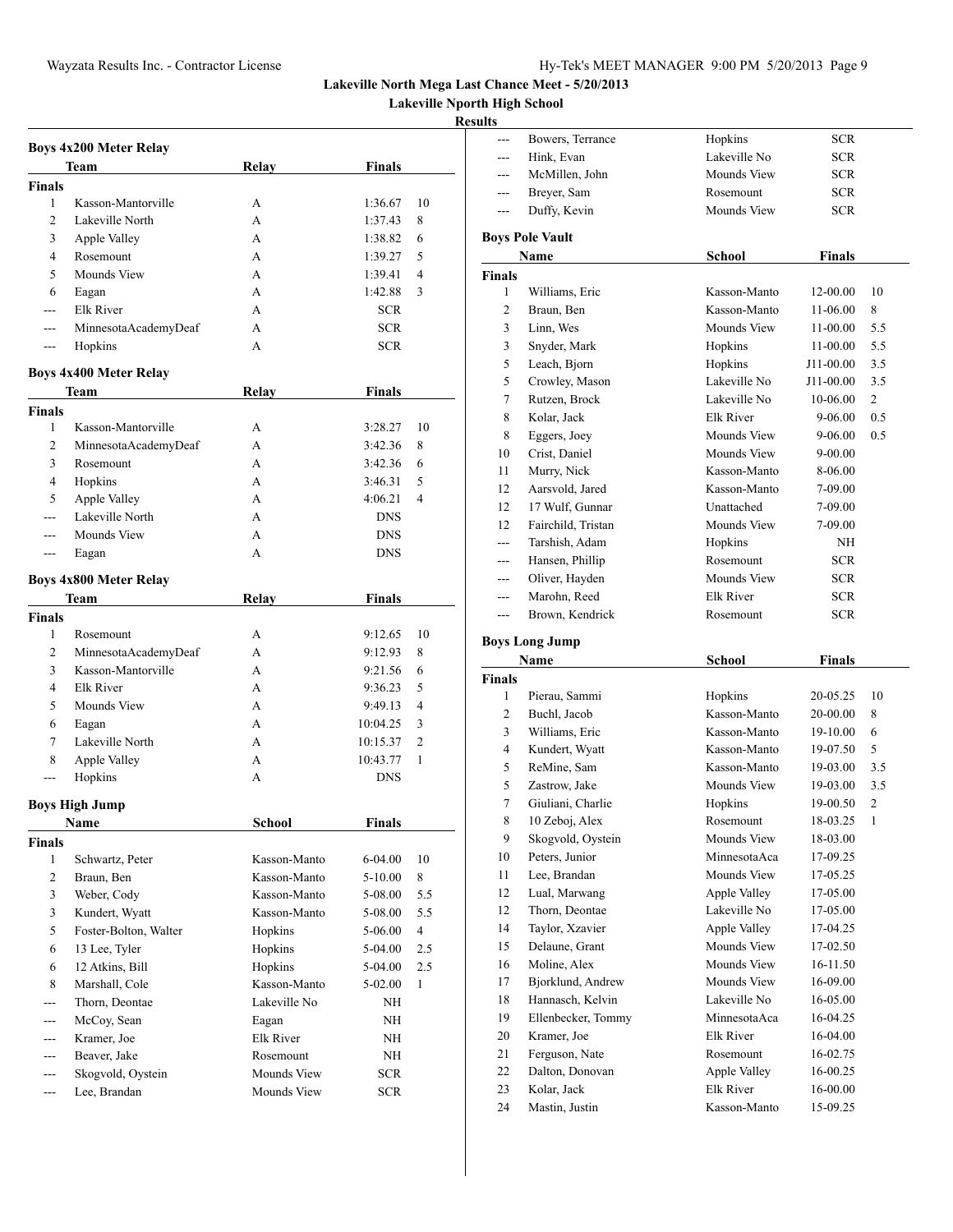# Lakeville North Mega Last Chance Meet - 5/20/2013

## Lakeville Nporth High School

### Results

**Boys 4x200 Meter Relay**

| | Team | Relay | Finals | |
|---|---|---|---|---|
| **Finals** | | | | |
| 1 | Kasson-Mantorville | A | 1:36.67 | 10 |
| 2 | Lakeville North | A | 1:37.43 | 8 |
| 3 | Apple Valley | A | 1:38.82 | 6 |
| 4 | Rosemount | A | 1:39.27 | 5 |
| 5 | Mounds View | A | 1:39.41 | 4 |
| 6 | Eagan | A | 1:42.88 | 3 |
| --- | Elk River | A | SCR | |
| --- | MinnesotaAcademyDeaf | A | SCR | |
| --- | Hopkins | A | SCR | |

**Boys 4x400 Meter Relay**

| | Team | Relay | Finals | |
|---|---|---|---|---|
| **Finals** | | | | |
| 1 | Kasson-Mantorville | A | 3:28.27 | 10 |
| 2 | MinnesotaAcademyDeaf | A | 3:42.36 | 8 |
| 3 | Rosemount | A | 3:42.36 | 6 |
| 4 | Hopkins | A | 3:46.31 | 5 |
| 5 | Apple Valley | A | 4:06.21 | 4 |
| --- | Lakeville North | A | DNS | |
| --- | Mounds View | A | DNS | |
| --- | Eagan | A | DNS | |

**Boys 4x800 Meter Relay**

| | Team | Relay | Finals | |
|---|---|---|---|---|
| **Finals** | | | | |
| 1 | Rosemount | A | 9:12.65 | 10 |
| 2 | MinnesotaAcademyDeaf | A | 9:12.93 | 8 |
| 3 | Kasson-Mantorville | A | 9:21.56 | 6 |
| 4 | Elk River | A | 9:36.23 | 5 |
| 5 | Mounds View | A | 9:49.13 | 4 |
| 6 | Eagan | A | 10:04.25 | 3 |
| 7 | Lakeville North | A | 10:15.37 | 2 |
| 8 | Apple Valley | A | 10:43.77 | 1 |
| --- | Hopkins | A | DNS | |

**Boys High Jump**

| | Name | School | Finals | |
|---|---|---|---|---|
| **Finals** | | | | |
| 1 | Schwartz, Peter | Kasson-Manto | 6-04.00 | 10 |
| 2 | Braun, Ben | Kasson-Manto | 5-10.00 | 8 |
| 3 | Weber, Cody | Kasson-Manto | 5-08.00 | 5.5 |
| 3 | Kundert, Wyatt | Kasson-Manto | 5-08.00 | 5.5 |
| 5 | Foster-Bolton, Walter | Hopkins | 5-06.00 | 4 |
| 6 | 13 Lee, Tyler | Hopkins | 5-04.00 | 2.5 |
| 6 | 12 Atkins, Bill | Hopkins | 5-04.00 | 2.5 |
| 8 | Marshall, Cole | Kasson-Manto | 5-02.00 | 1 |
| --- | Thorn, Deontae | Lakeville No | NH | |
| --- | McCoy, Sean | Eagan | NH | |
| --- | Kramer, Joe | Elk River | NH | |
| --- | Beaver, Jake | Rosemount | NH | |
| --- | Skogvold, Oystein | Mounds View | SCR | |
| --- | Lee, Brandan | Mounds View | SCR | |
| --- | Bowers, Terrance | Hopkins | SCR | |
| --- | Hink, Evan | Lakeville No | SCR | |
| --- | McMillen, John | Mounds View | SCR | |
| --- | Breyer, Sam | Rosemount | SCR | |
| --- | Duffy, Kevin | Mounds View | SCR | |

**Boys Pole Vault**

| | Name | School | Finals | |
|---|---|---|---|---|
| **Finals** | | | | |
| 1 | Williams, Eric | Kasson-Manto | 12-00.00 | 10 |
| 2 | Braun, Ben | Kasson-Manto | 11-06.00 | 8 |
| 3 | Linn, Wes | Mounds View | 11-00.00 | 5.5 |
| 3 | Snyder, Mark | Hopkins | 11-00.00 | 5.5 |
| 5 | Leach, Bjorn | Hopkins | J11-00.00 | 3.5 |
| 5 | Crowley, Mason | Lakeville No | J11-00.00 | 3.5 |
| 7 | Rutzen, Brock | Lakeville No | 10-06.00 | 2 |
| 8 | Kolar, Jack | Elk River | 9-06.00 | 0.5 |
| 8 | Eggers, Joey | Mounds View | 9-06.00 | 0.5 |
| 10 | Crist, Daniel | Mounds View | 9-00.00 | |
| 11 | Murry, Nick | Kasson-Manto | 8-06.00 | |
| 12 | Aarsvold, Jared | Kasson-Manto | 7-09.00 | |
| 12 | 17 Wulf, Gunnar | Unattached | 7-09.00 | |
| 12 | Fairchild, Tristan | Mounds View | 7-09.00 | |
| --- | Tarshish, Adam | Hopkins | NH | |
| --- | Hansen, Phillip | Rosemount | SCR | |
| --- | Oliver, Hayden | Mounds View | SCR | |
| --- | Marohn, Reed | Elk River | SCR | |
| --- | Brown, Kendrick | Rosemount | SCR | |

**Boys Long Jump**

| | Name | School | Finals | |
|---|---|---|---|---|
| **Finals** | | | | |
| 1 | Pierau, Sammi | Hopkins | 20-05.25 | 10 |
| 2 | Buchl, Jacob | Kasson-Manto | 20-00.00 | 8 |
| 3 | Williams, Eric | Kasson-Manto | 19-10.00 | 6 |
| 4 | Kundert, Wyatt | Kasson-Manto | 19-07.50 | 5 |
| 5 | ReMine, Sam | Kasson-Manto | 19-03.00 | 3.5 |
| 5 | Zastrow, Jake | Mounds View | 19-03.00 | 3.5 |
| 7 | Giuliani, Charlie | Hopkins | 19-00.50 | 2 |
| 8 | 10 Zeboj, Alex | Rosemount | 18-03.25 | 1 |
| 9 | Skogvold, Oystein | Mounds View | 18-03.00 | |
| 10 | Peters, Junior | MinnesotaAca | 17-09.25 | |
| 11 | Lee, Brandan | Mounds View | 17-05.25 | |
| 12 | Lual, Marwang | Apple Valley | 17-05.00 | |
| 12 | Thorn, Deontae | Lakeville No | 17-05.00 | |
| 14 | Taylor, Xzavier | Apple Valley | 17-04.25 | |
| 15 | Delaune, Grant | Mounds View | 17-02.50 | |
| 16 | Moline, Alex | Mounds View | 16-11.50 | |
| 17 | Bjorklund, Andrew | Mounds View | 16-09.00 | |
| 18 | Hannasch, Kelvin | Lakeville No | 16-05.00 | |
| 19 | Ellenbecker, Tommy | MinnesotaAca | 16-04.25 | |
| 20 | Kramer, Joe | Elk River | 16-04.00 | |
| 21 | Ferguson, Nate | Rosemount | 16-02.75 | |
| 22 | Dalton, Donovan | Apple Valley | 16-00.25 | |
| 23 | Kolar, Jack | Elk River | 16-00.00 | |
| 24 | Mastin, Justin | Kasson-Manto | 15-09.25 | |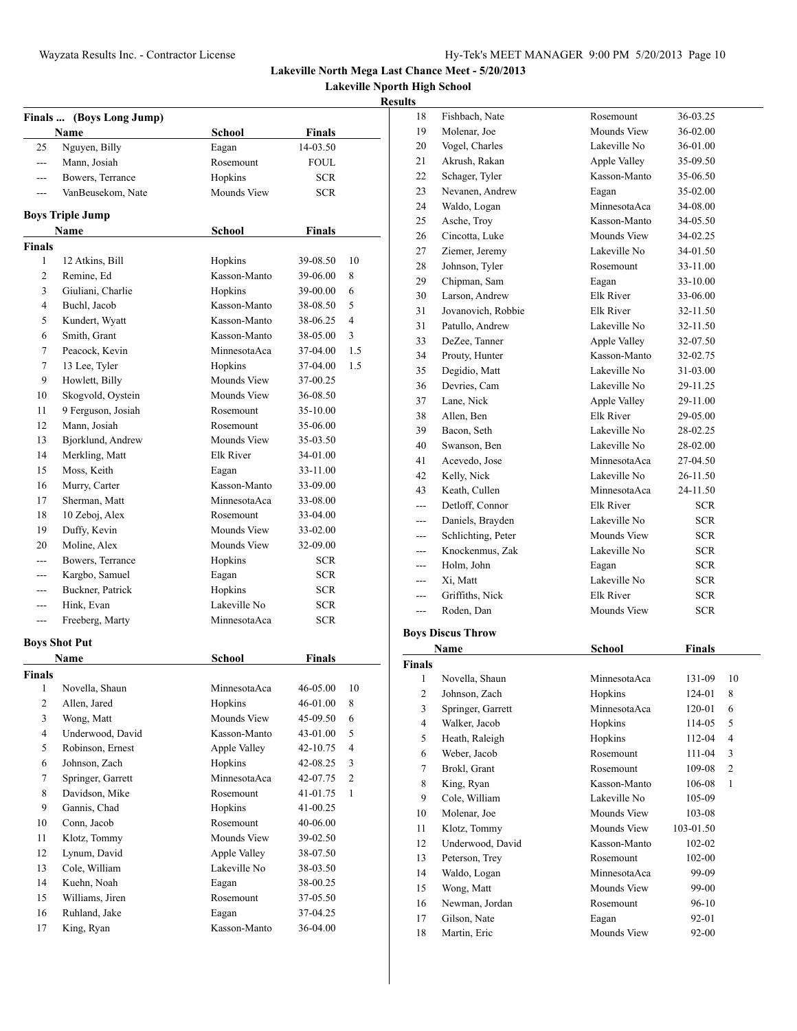# Lakeville North Mega Last Chance Meet - 5/20/2013

## Lakeville Nporth High School

### Results

#### Finals ... (Boys Long Jump)

| | Name | School | Finals | |
|---|---|---|---|---|
| 25 | Nguyen, Billy | Eagan | 14-03.50 | |
| --- | Mann, Josiah | Rosemount | FOUL | |
| --- | Bowers, Terrance | Hopkins | SCR | |
| --- | VanBeusekom, Nate | Mounds View | SCR | |

#### Boys Triple Jump

| | Name | School | Finals | |
|---|---|---|---|---|
| **Finals** | | | | |
| 1 | 12 Atkins, Bill | Hopkins | 39-08.50 | 10 |
| 2 | Remine, Ed | Kasson-Manto | 39-06.00 | 8 |
| 3 | Giuliani, Charlie | Hopkins | 39-00.00 | 6 |
| 4 | Buchl, Jacob | Kasson-Manto | 38-08.50 | 5 |
| 5 | Kundert, Wyatt | Kasson-Manto | 38-06.25 | 4 |
| 6 | Smith, Grant | Kasson-Manto | 38-05.00 | 3 |
| 7 | Peacock, Kevin | MinnesotaAca | 37-04.00 | 1.5 |
| 7 | 13 Lee, Tyler | Hopkins | 37-04.00 | 1.5 |
| 9 | Howlett, Billy | Mounds View | 37-00.25 | |
| 10 | Skogvold, Oystein | Mounds View | 36-08.50 | |
| 11 | 9 Ferguson, Josiah | Rosemount | 35-10.00 | |
| 12 | Mann, Josiah | Rosemount | 35-06.00 | |
| 13 | Bjorklund, Andrew | Mounds View | 35-03.50 | |
| 14 | Merkling, Matt | Elk River | 34-01.00 | |
| 15 | Moss, Keith | Eagan | 33-11.00 | |
| 16 | Murry, Carter | Kasson-Manto | 33-09.00 | |
| 17 | Sherman, Matt | MinnesotaAca | 33-08.00 | |
| 18 | 10 Zeboj, Alex | Rosemount | 33-04.00 | |
| 19 | Duffy, Kevin | Mounds View | 33-02.00 | |
| 20 | Moline, Alex | Mounds View | 32-09.00 | |
| --- | Bowers, Terrance | Hopkins | SCR | |
| --- | Kargbo, Samuel | Eagan | SCR | |
| --- | Buckner, Patrick | Hopkins | SCR | |
| --- | Hink, Evan | Lakeville No | SCR | |
| --- | Freeberg, Marty | MinnesotaAca | SCR | |

#### Boys Shot Put

| | Name | School | Finals | |
|---|---|---|---|---|
| **Finals** | | | | |
| 1 | Novella, Shaun | MinnesotaAca | 46-05.00 | 10 |
| 2 | Allen, Jared | Hopkins | 46-01.00 | 8 |
| 3 | Wong, Matt | Mounds View | 45-09.50 | 6 |
| 4 | Underwood, David | Kasson-Manto | 43-01.00 | 5 |
| 5 | Robinson, Ernest | Apple Valley | 42-10.75 | 4 |
| 6 | Johnson, Zach | Hopkins | 42-08.25 | 3 |
| 7 | Springer, Garrett | MinnesotaAca | 42-07.75 | 2 |
| 8 | Davidson, Mike | Rosemount | 41-01.75 | 1 |
| 9 | Gannis, Chad | Hopkins | 41-00.25 | |
| 10 | Conn, Jacob | Rosemount | 40-06.00 | |
| 11 | Klotz, Tommy | Mounds View | 39-02.50 | |
| 12 | Lynum, David | Apple Valley | 38-07.50 | |
| 13 | Cole, William | Lakeville No | 38-03.50 | |
| 14 | Kuehn, Noah | Eagan | 38-00.25 | |
| 15 | Williams, Jiren | Rosemount | 37-05.50 | |
| 16 | Ruhland, Jake | Eagan | 37-04.25 | |
| 17 | King, Ryan | Kasson-Manto | 36-04.00 | |
| 18 | Fishbach, Nate | Rosemount | 36-03.25 | |
| 19 | Molenar, Joe | Mounds View | 36-02.00 | |
| 20 | Vogel, Charles | Lakeville No | 36-01.00 | |
| 21 | Akrush, Rakan | Apple Valley | 35-09.50 | |
| 22 | Schager, Tyler | Kasson-Manto | 35-06.50 | |
| 23 | Nevanen, Andrew | Eagan | 35-02.00 | |
| 24 | Waldo, Logan | MinnesotaAca | 34-08.00 | |
| 25 | Asche, Troy | Kasson-Manto | 34-05.50 | |
| 26 | Cincotta, Luke | Mounds View | 34-02.25 | |
| 27 | Ziemer, Jeremy | Lakeville No | 34-01.50 | |
| 28 | Johnson, Tyler | Rosemount | 33-11.00 | |
| 29 | Chipman, Sam | Eagan | 33-10.00 | |
| 30 | Larson, Andrew | Elk River | 33-06.00 | |
| 31 | Jovanovich, Robbie | Elk River | 32-11.50 | |
| 31 | Patullo, Andrew | Lakeville No | 32-11.50 | |
| 33 | DeZee, Tanner | Apple Valley | 32-07.50 | |
| 34 | Prouty, Hunter | Kasson-Manto | 32-02.75 | |
| 35 | Degidio, Matt | Lakeville No | 31-03.00 | |
| 36 | Devries, Cam | Lakeville No | 29-11.25 | |
| 37 | Lane, Nick | Apple Valley | 29-11.00 | |
| 38 | Allen, Ben | Elk River | 29-05.00 | |
| 39 | Bacon, Seth | Lakeville No | 28-02.25 | |
| 40 | Swanson, Ben | Lakeville No | 28-02.00 | |
| 41 | Acevedo, Jose | MinnesotaAca | 27-04.50 | |
| 42 | Kelly, Nick | Lakeville No | 26-11.50 | |
| 43 | Keath, Cullen | MinnesotaAca | 24-11.50 | |
| --- | Detloff, Connor | Elk River | SCR | |
| --- | Daniels, Brayden | Lakeville No | SCR | |
| --- | Schlichting, Peter | Mounds View | SCR | |
| --- | Knockenmus, Zak | Lakeville No | SCR | |
| --- | Holm, John | Eagan | SCR | |
| --- | Xi, Matt | Lakeville No | SCR | |
| --- | Griffiths, Nick | Elk River | SCR | |
| --- | Roden, Dan | Mounds View | SCR | |

#### Boys Discus Throw

| | Name | School | Finals | |
|---|---|---|---|---|
| **Finals** | | | | |
| 1 | Novella, Shaun | MinnesotaAca | 131-09 | 10 |
| 2 | Johnson, Zach | Hopkins | 124-01 | 8 |
| 3 | Springer, Garrett | MinnesotaAca | 120-01 | 6 |
| 4 | Walker, Jacob | Hopkins | 114-05 | 5 |
| 5 | Heath, Raleigh | Hopkins | 112-04 | 4 |
| 6 | Weber, Jacob | Rosemount | 111-04 | 3 |
| 7 | Brokl, Grant | Rosemount | 109-08 | 2 |
| 8 | King, Ryan | Kasson-Manto | 106-08 | 1 |
| 9 | Cole, William | Lakeville No | 105-09 | |
| 10 | Molenar, Joe | Mounds View | 103-08 | |
| 11 | Klotz, Tommy | Mounds View | 103-01.50 | |
| 12 | Underwood, David | Kasson-Manto | 102-02 | |
| 13 | Peterson, Trey | Rosemount | 102-00 | |
| 14 | Waldo, Logan | MinnesotaAca | 99-09 | |
| 15 | Wong, Matt | Mounds View | 99-00 | |
| 16 | Newman, Jordan | Rosemount | 96-10 | |
| 17 | Gilson, Nate | Eagan | 92-01 | |
| 18 | Martin, Eric | Mounds View | 92-00 | |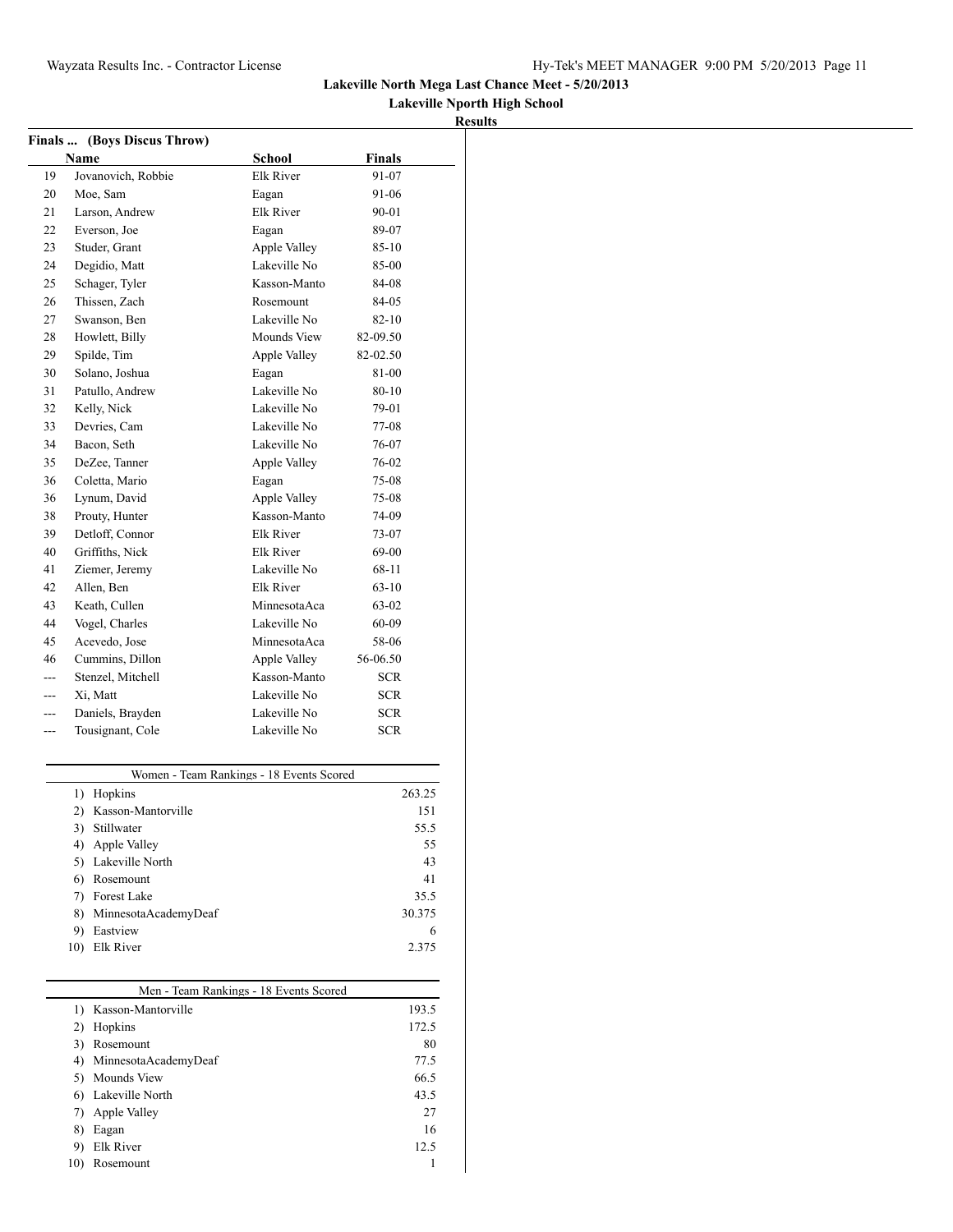## Lakeville North Mega Last Chance Meet - 5/20/2013

### Lakeville Nporth High School

### Results

**Finals ... (Boys Discus Throw)**

| | Name | School | Finals |
|---|---|---|---|
| 19 | Jovanovich, Robbie | Elk River | 91-07 |
| 20 | Moe, Sam | Eagan | 91-06 |
| 21 | Larson, Andrew | Elk River | 90-01 |
| 22 | Everson, Joe | Eagan | 89-07 |
| 23 | Studer, Grant | Apple Valley | 85-10 |
| 24 | Degidio, Matt | Lakeville No | 85-00 |
| 25 | Schager, Tyler | Kasson-Manto | 84-08 |
| 26 | Thissen, Zach | Rosemount | 84-05 |
| 27 | Swanson, Ben | Lakeville No | 82-10 |
| 28 | Howlett, Billy | Mounds View | 82-09.50 |
| 29 | Spilde, Tim | Apple Valley | 82-02.50 |
| 30 | Solano, Joshua | Eagan | 81-00 |
| 31 | Patullo, Andrew | Lakeville No | 80-10 |
| 32 | Kelly, Nick | Lakeville No | 79-01 |
| 33 | Devries, Cam | Lakeville No | 77-08 |
| 34 | Bacon, Seth | Lakeville No | 76-07 |
| 35 | DeZee, Tanner | Apple Valley | 76-02 |
| 36 | Coletta, Mario | Eagan | 75-08 |
| 36 | Lynum, David | Apple Valley | 75-08 |
| 38 | Prouty, Hunter | Kasson-Manto | 74-09 |
| 39 | Detloff, Connor | Elk River | 73-07 |
| 40 | Griffiths, Nick | Elk River | 69-00 |
| 41 | Ziemer, Jeremy | Lakeville No | 68-11 |
| 42 | Allen, Ben | Elk River | 63-10 |
| 43 | Keath, Cullen | MinnesotaAca | 63-02 |
| 44 | Vogel, Charles | Lakeville No | 60-09 |
| 45 | Acevedo, Jose | MinnesotaAca | 58-06 |
| 46 | Cummins, Dillon | Apple Valley | 56-06.50 |
| --- | Stenzel, Mitchell | Kasson-Manto | SCR |
| --- | Xi, Matt | Lakeville No | SCR |
| --- | Daniels, Brayden | Lakeville No | SCR |
| --- | Tousignant, Cole | Lakeville No | SCR |

**Women - Team Rankings - 18 Events Scored**

| | | |
|---|---|---|
| 1) | Hopkins | 263.25 |
| 2) | Kasson-Mantorville | 151 |
| 3) | Stillwater | 55.5 |
| 4) | Apple Valley | 55 |
| 5) | Lakeville North | 43 |
| 6) | Rosemount | 41 |
| 7) | Forest Lake | 35.5 |
| 8) | MinnesotaAcademyDeaf | 30.375 |
| 9) | Eastview | 6 |
| 10) | Elk River | 2.375 |

**Men - Team Rankings - 18 Events Scored**

| | | |
|---|---|---|
| 1) | Kasson-Mantorville | 193.5 |
| 2) | Hopkins | 172.5 |
| 3) | Rosemount | 80 |
| 4) | MinnesotaAcademyDeaf | 77.5 |
| 5) | Mounds View | 66.5 |
| 6) | Lakeville North | 43.5 |
| 7) | Apple Valley | 27 |
| 8) | Eagan | 16 |
| 9) | Elk River | 12.5 |
| 10) | Rosemount | 1 |